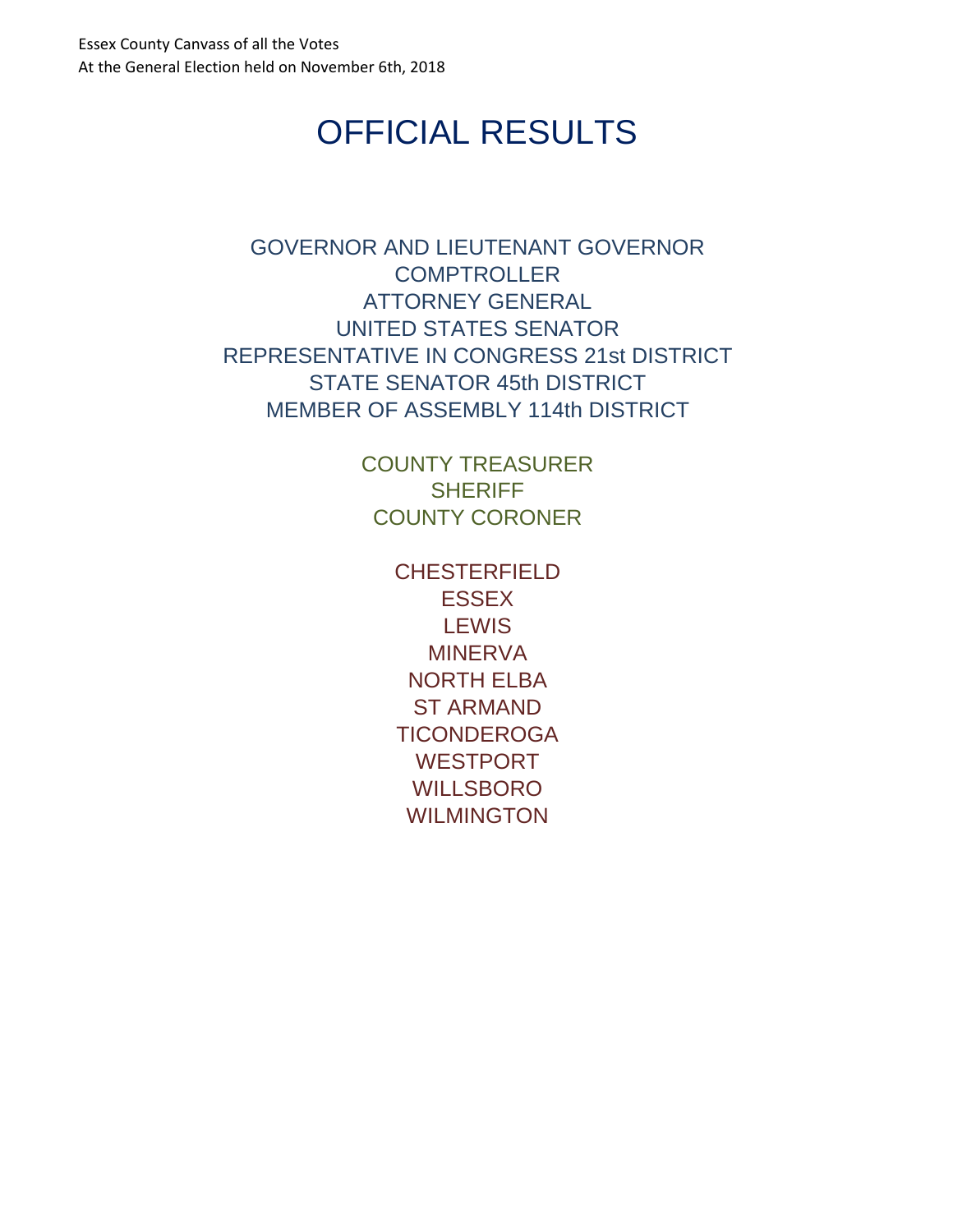Essex County Canvass of all the Votes
At the General Election held on November 6th, 2018

# OFFICIAL RESULTS

GOVERNOR AND LIEUTENANT GOVERNOR
COMPTROLLER
ATTORNEY GENERAL
UNITED STATES SENATOR
REPRESENTATIVE IN CONGRESS 21st DISTRICT
STATE SENATOR 45th DISTRICT
MEMBER OF ASSEMBLY 114th DISTRICT

COUNTY TREASURER
SHERIFF
COUNTY CORONER

CHESTERFIELD
ESSEX
LEWIS
MINERVA
NORTH ELBA
ST ARMAND
TICONDEROGA
WESTPORT
WILLSBORO
WILMINGTON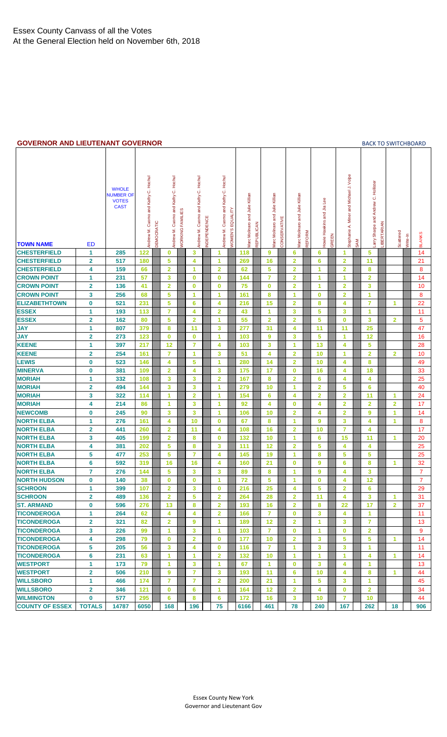# Essex County Canvass of all the Votes
# At the General Election held on November 6th, 2018

## GOVERNOR AND LIEUTENANT GOVERNOR

BACK TO SWITCHBOARD

| TOWN NAME | ED | WHOLE NUMBER OF VOTES CAST | Andrew M. Cuomo and Kathy C. Hochul DEMOCRATIC | Andrew M. Cuomo and Kathy C. Hochul WORKING FAMILIES | Andrew M. Cuomo and Kathy C. Hochul INDEPENDENCE | Andrew M. Cuomo and Kathy C. Hochul WOMEN'S EQUALITY | Marc Molinaro and Julie Killian REPUBLICAN | Marc Molinaro and Julie Killian CONSERVATIVE | Marc Molinaro and Julie Killian REFORM | Howie Hawkins and Jia Lee GREEN | Stephanie A. Miner and Michael J. Volpe SAM | Larry Sharpe and Andrew C. Hollister LIBERTARIAN | Scattered | Write-In | BLANKS |
|---|---|---|---|---|---|---|---|---|---|---|---|---|---|---|---|
| CHESTERFIELD | 1 | 285 | 122 | 0 | 3 | 1 | 118 | 9 | 6 | 6 | 1 | 5 | | | 14 |
| CHESTERFIELD | 2 | 517 | 180 | 5 | 4 | 1 | 269 | 16 | 2 | 6 | 2 | 11 | | | 21 |
| CHESTERFIELD | 4 | 159 | 66 | 2 | 1 | 2 | 62 | 5 | 2 | 1 | 2 | 8 | | | 8 |
| CROWN POINT | 1 | 231 | 57 | 3 | 0 | 0 | 144 | 7 | 2 | 1 | 1 | 2 | | | 14 |
| CROWN POINT | 2 | 136 | 41 | 2 | 0 | 0 | 75 | 0 | 2 | 1 | 2 | 3 | | | 10 |
| CROWN POINT | 3 | 256 | 68 | 5 | 1 | 1 | 161 | 8 | 1 | 0 | 2 | 1 | | | 8 |
| ELIZABETHTOWN | 0 | 521 | 231 | 5 | 6 | 4 | 216 | 15 | 2 | 8 | 4 | 7 | 1 | | 22 |
| ESSEX | 1 | 193 | 113 | 7 | 4 | 2 | 43 | 1 | 3 | 5 | 3 | 1 | | | 11 |
| ESSEX | 2 | 162 | 80 | 5 | 2 | 1 | 55 | 2 | 2 | 5 | 0 | 3 | 2 | | 5 |
| JAY | 1 | 807 | 379 | 8 | 11 | 3 | 277 | 31 | 4 | 11 | 11 | 25 | | | 47 |
| JAY | 2 | 273 | 123 | 0 | 0 | 1 | 103 | 9 | 3 | 5 | 1 | 12 | | | 16 |
| KEENE | 1 | 397 | 217 | 12 | 7 | 4 | 103 | 3 | 1 | 13 | 4 | 5 | | | 28 |
| KEENE | 2 | 254 | 161 | 7 | 1 | 3 | 51 | 4 | 2 | 10 | 1 | 2 | 2 | | 10 |
| LEWIS | 0 | 523 | 146 | 4 | 5 | 1 | 280 | 14 | 2 | 10 | 4 | 8 | | | 49 |
| MINERVA | 0 | 381 | 109 | 2 | 4 | 3 | 175 | 17 | 0 | 16 | 4 | 18 | | | 33 |
| MORIAH | 1 | 332 | 108 | 3 | 3 | 2 | 167 | 8 | 2 | 6 | 4 | 4 | | | 25 |
| MORIAH | 2 | 494 | 144 | 3 | 3 | 1 | 279 | 10 | 1 | 2 | 5 | 6 | | | 40 |
| MORIAH | 3 | 322 | 114 | 1 | 2 | 1 | 154 | 6 | 4 | 2 | 2 | 11 | 1 | | 24 |
| MORIAH | 4 | 214 | 86 | 1 | 3 | 1 | 92 | 4 | 0 | 4 | 2 | 2 | 2 | | 17 |
| NEWCOMB | 0 | 245 | 90 | 3 | 3 | 1 | 106 | 10 | 2 | 4 | 2 | 9 | 1 | | 14 |
| NORTH ELBA | 1 | 276 | 161 | 4 | 10 | 0 | 67 | 8 | 1 | 9 | 3 | 4 | 1 | | 8 |
| NORTH ELBA | 2 | 441 | 260 | 2 | 11 | 4 | 108 | 16 | 2 | 10 | 7 | 4 | | | 17 |
| NORTH ELBA | 3 | 405 | 199 | 2 | 8 | 0 | 132 | 10 | 1 | 6 | 15 | 11 | 1 | | 20 |
| NORTH ELBA | 4 | 381 | 202 | 5 | 8 | 3 | 111 | 12 | 2 | 5 | 4 | 4 | | | 25 |
| NORTH ELBA | 5 | 477 | 253 | 5 | 7 | 4 | 145 | 19 | 1 | 8 | 5 | 5 | | | 25 |
| NORTH ELBA | 6 | 592 | 319 | 16 | 16 | 4 | 160 | 21 | 0 | 9 | 6 | 8 | 1 | | 32 |
| NORTH ELBA | 7 | 276 | 144 | 5 | 3 | 3 | 89 | 8 | 1 | 9 | 4 | 3 | | | 7 |
| NORTH HUDSON | 0 | 140 | 38 | 0 | 0 | 1 | 72 | 5 | 1 | 0 | 4 | 12 | | | 7 |
| SCHROON | 1 | 399 | 107 | 2 | 3 | 0 | 216 | 25 | 4 | 5 | 2 | 6 | | | 29 |
| SCHROON | 2 | 489 | 136 | 2 | 5 | 2 | 264 | 28 | 2 | 11 | 4 | 3 | 1 | | 31 |
| ST. ARMAND | 0 | 596 | 276 | 13 | 8 | 2 | 193 | 16 | 2 | 8 | 22 | 17 | 2 | | 37 |
| TICONDEROGA | 1 | 264 | 62 | 4 | 4 | 2 | 166 | 7 | 0 | 3 | 4 | 1 | | | 11 |
| TICONDEROGA | 2 | 321 | 82 | 2 | 9 | 1 | 189 | 12 | 2 | 1 | 3 | 7 | | | 13 |
| TICONDEROGA | 3 | 226 | 99 | 1 | 3 | 1 | 103 | 7 | 0 | 1 | 0 | 2 | | | 9 |
| TICONDEROGA | 4 | 298 | 79 | 0 | 2 | 0 | 177 | 10 | 2 | 3 | 5 | 5 | 1 | | 14 |
| TICONDEROGA | 5 | 205 | 56 | 3 | 4 | 0 | 116 | 7 | 1 | 3 | 3 | 1 | | | 11 |
| TICONDEROGA | 6 | 231 | 63 | 1 | 1 | 2 | 132 | 10 | 1 | 1 | 1 | 4 | 1 | | 14 |
| WESTPORT | 1 | 173 | 79 | 1 | 3 | 1 | 67 | 1 | 0 | 3 | 4 | 1 | | | 13 |
| WESTPORT | 2 | 506 | 210 | 9 | 7 | 3 | 193 | 11 | 6 | 10 | 4 | 8 | 1 | | 44 |
| WILLSBORO | 1 | 466 | 174 | 7 | 7 | 2 | 200 | 21 | 1 | 5 | 3 | 1 | | | 45 |
| WILLSBORO | 2 | 346 | 121 | 0 | 6 | 1 | 164 | 12 | 2 | 4 | 0 | 2 | | | 34 |
| WILMINGTON | 0 | 577 | 295 | 6 | 8 | 6 | 172 | 16 | 3 | 10 | 7 | 10 | | | 44 |
| COUNTY OF ESSEX | TOTALS | 14787 | 6050 | 168 | 196 | 75 | 6166 | 461 | 78 | 240 | 167 | 262 | 18 | | 906 |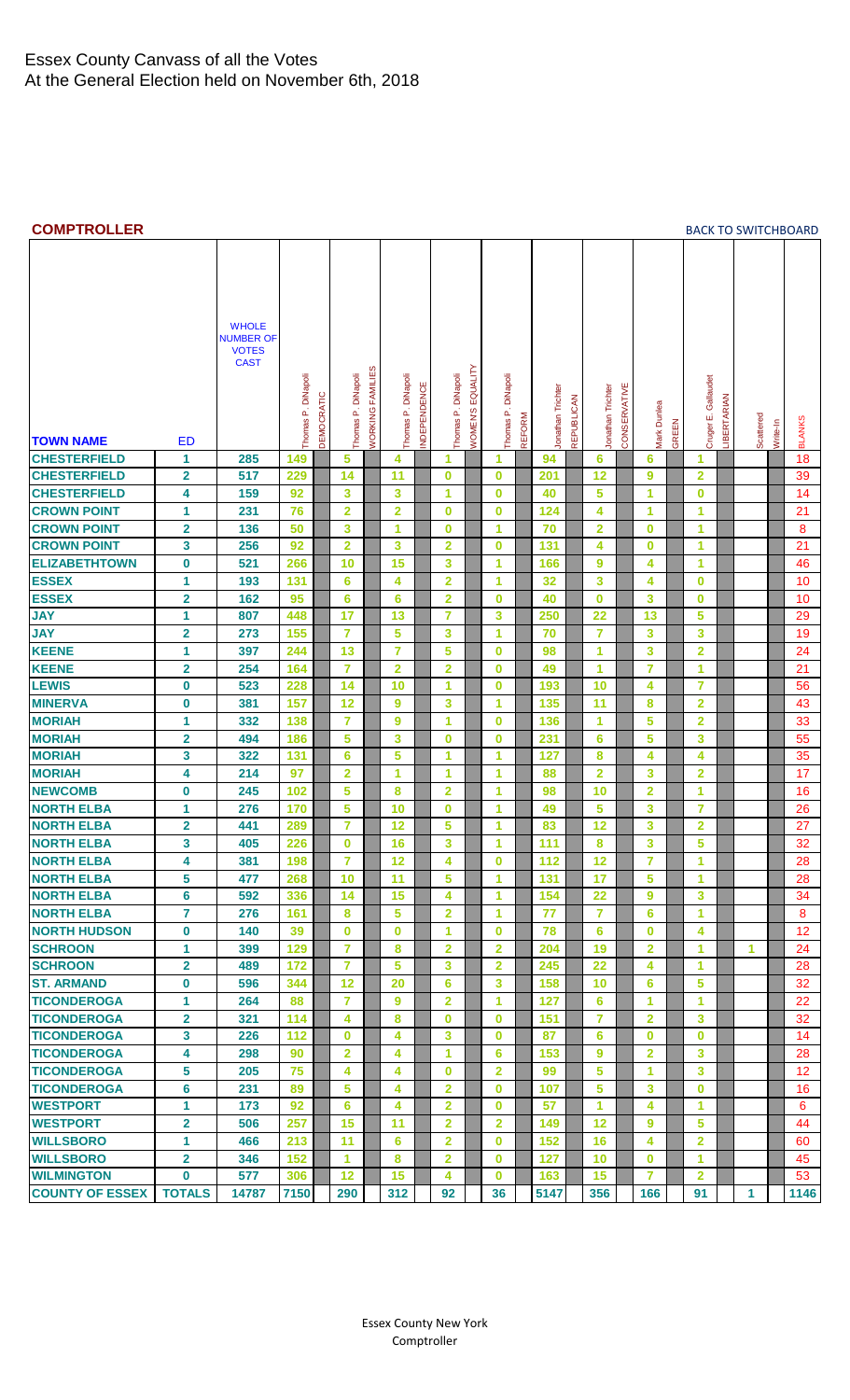# Essex County Canvass of all the Votes
At the General Election held on November 6th, 2018

## COMPTROLLER

BACK TO SWITCHBOARD

| TOWN NAME | ED | WHOLE NUMBER OF VOTES CAST | Thomas P. DiNapoli DEMOCRATIC | Thomas P. DiNapoli WORKING FAMILIES | Thomas P. DiNapoli INDEPENDENCE | Thomas P. DiNapoli WOMEN'S EQUALITY | Thomas P. DiNapoli REFORM | Jonathan Trichter REPUBLICAN | Jonathan Trichter CONSERVATIVE | Mark Dunlea GREEN | Cruger E. Gallaudet LIBERTARIAN | Scattered Write-In | BLANKS |
|---|---|---|---|---|---|---|---|---|---|---|---|---|---|
| CHESTERFIELD | 1 | 285 | 149 | 5 | 4 | 1 | 1 | 94 | 6 | 6 | 1 | | 18 |
| CHESTERFIELD | 2 | 517 | 229 | 14 | 11 | 0 | 0 | 201 | 12 | 9 | 2 | | 39 |
| CHESTERFIELD | 4 | 159 | 92 | 3 | 3 | 1 | 0 | 40 | 5 | 1 | 0 | | 14 |
| CROWN POINT | 1 | 231 | 76 | 2 | 2 | 0 | 0 | 124 | 4 | 1 | 1 | | 21 |
| CROWN POINT | 2 | 136 | 50 | 3 | 1 | 0 | 1 | 70 | 2 | 0 | 1 | | 8 |
| CROWN POINT | 3 | 256 | 92 | 2 | 3 | 2 | 0 | 131 | 4 | 0 | 1 | | 21 |
| ELIZABETHTOWN | 0 | 521 | 266 | 10 | 15 | 3 | 1 | 166 | 9 | 4 | 1 | | 46 |
| ESSEX | 1 | 193 | 131 | 6 | 4 | 2 | 1 | 32 | 3 | 4 | 0 | | 10 |
| ESSEX | 2 | 162 | 95 | 6 | 6 | 2 | 0 | 40 | 0 | 3 | 0 | | 10 |
| JAY | 1 | 807 | 448 | 17 | 13 | 7 | 3 | 250 | 22 | 13 | 5 | | 29 |
| JAY | 2 | 273 | 155 | 7 | 5 | 3 | 1 | 70 | 7 | 3 | 3 | | 19 |
| KEENE | 1 | 397 | 244 | 13 | 7 | 5 | 0 | 98 | 1 | 3 | 2 | | 24 |
| KEENE | 2 | 254 | 164 | 7 | 2 | 2 | 0 | 49 | 1 | 7 | 1 | | 21 |
| LEWIS | 0 | 523 | 228 | 14 | 10 | 1 | 0 | 193 | 10 | 4 | 7 | | 56 |
| MINERVA | 0 | 381 | 157 | 12 | 9 | 3 | 1 | 135 | 11 | 8 | 2 | | 43 |
| MORIAH | 1 | 332 | 138 | 7 | 9 | 1 | 0 | 136 | 1 | 5 | 2 | | 33 |
| MORIAH | 2 | 494 | 186 | 5 | 3 | 0 | 0 | 231 | 6 | 5 | 3 | | 55 |
| MORIAH | 3 | 322 | 131 | 6 | 5 | 1 | 1 | 127 | 8 | 4 | 4 | | 35 |
| MORIAH | 4 | 214 | 97 | 2 | 1 | 1 | 1 | 88 | 2 | 3 | 2 | | 17 |
| NEWCOMB | 0 | 245 | 102 | 5 | 8 | 2 | 1 | 98 | 10 | 2 | 1 | | 16 |
| NORTH ELBA | 1 | 276 | 170 | 5 | 10 | 0 | 1 | 49 | 5 | 3 | 7 | | 26 |
| NORTH ELBA | 2 | 441 | 289 | 7 | 12 | 5 | 1 | 83 | 12 | 3 | 2 | | 27 |
| NORTH ELBA | 3 | 405 | 226 | 0 | 16 | 3 | 1 | 111 | 8 | 3 | 5 | | 32 |
| NORTH ELBA | 4 | 381 | 198 | 7 | 12 | 4 | 0 | 112 | 12 | 7 | 1 | | 28 |
| NORTH ELBA | 5 | 477 | 268 | 10 | 11 | 5 | 1 | 131 | 17 | 5 | 1 | | 28 |
| NORTH ELBA | 6 | 592 | 336 | 14 | 15 | 4 | 1 | 154 | 22 | 9 | 3 | | 34 |
| NORTH ELBA | 7 | 276 | 161 | 8 | 5 | 2 | 1 | 77 | 7 | 6 | 1 | | 8 |
| NORTH HUDSON | 0 | 140 | 39 | 0 | 0 | 1 | 0 | 78 | 6 | 0 | 4 | | 12 |
| SCHROON | 1 | 399 | 129 | 7 | 8 | 2 | 2 | 204 | 19 | 2 | 1 | 1 | 24 |
| SCHROON | 2 | 489 | 172 | 7 | 5 | 3 | 2 | 245 | 22 | 4 | 1 | | 28 |
| ST. ARMAND | 0 | 596 | 344 | 12 | 20 | 6 | 3 | 158 | 10 | 6 | 5 | | 32 |
| TICONDEROGA | 1 | 264 | 88 | 7 | 9 | 2 | 1 | 127 | 6 | 1 | 1 | | 22 |
| TICONDEROGA | 2 | 321 | 114 | 4 | 8 | 0 | 0 | 151 | 7 | 2 | 3 | | 32 |
| TICONDEROGA | 3 | 226 | 112 | 0 | 4 | 3 | 0 | 87 | 6 | 0 | 0 | | 14 |
| TICONDEROGA | 4 | 298 | 90 | 2 | 4 | 1 | 6 | 153 | 9 | 2 | 3 | | 28 |
| TICONDEROGA | 5 | 205 | 75 | 4 | 4 | 0 | 2 | 99 | 5 | 1 | 3 | | 12 |
| TICONDEROGA | 6 | 231 | 89 | 5 | 4 | 2 | 0 | 107 | 5 | 3 | 0 | | 16 |
| WESTPORT | 1 | 173 | 92 | 6 | 4 | 2 | 0 | 57 | 1 | 4 | 1 | | 6 |
| WESTPORT | 2 | 506 | 257 | 15 | 11 | 2 | 2 | 149 | 12 | 9 | 5 | | 44 |
| WILLSBORO | 1 | 466 | 213 | 11 | 6 | 2 | 0 | 152 | 16 | 4 | 2 | | 60 |
| WILLSBORO | 2 | 346 | 152 | 1 | 8 | 2 | 0 | 127 | 10 | 0 | 1 | | 45 |
| WILMINGTON | 0 | 577 | 306 | 12 | 15 | 4 | 0 | 163 | 15 | 7 | 2 | | 53 |
| COUNTY OF ESSEX | TOTALS | 14787 | 7150 | 290 | 312 | 92 | 36 | 5147 | 356 | 166 | 91 | 1 | 1146 |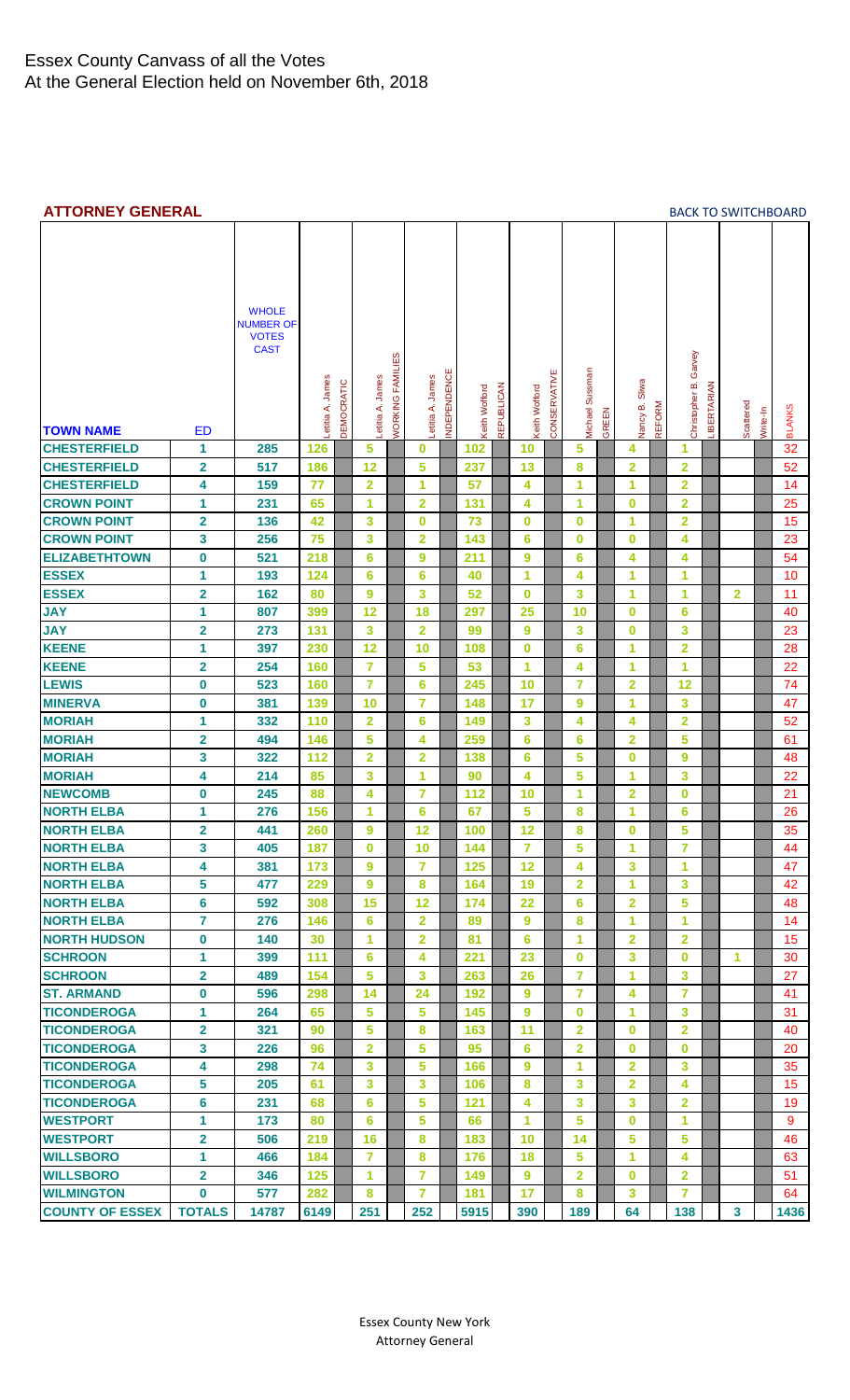# Essex County Canvass of all the Votes
## At the General Election held on November 6th, 2018

### ATTORNEY GENERAL

BACK TO SWITCHBOARD

| TOWN NAME | ED | WHOLE NUMBER OF VOTES CAST | Letitia A. James DEMOCRATIC | Letitia A. James WORKING FAMILIES | Letitia A. James INDEPENDENCE | Keith Wofford REPUBLICAN | Keith Wofford CONSERVATIVE | Michael Sussman GREEN | Nancy B. Sliwa REFORM | Christopher B. Garvey LIBERTARIAN | Scattered Write-In | BLANKS |
|---|---|---|---|---|---|---|---|---|---|---|---|---|
| CHESTERFIELD | 1 | 285 | 126 | 5 | 0 | 102 | 10 | 5 | 4 | 1 | | 32 |
| CHESTERFIELD | 2 | 517 | 186 | 12 | 5 | 237 | 13 | 8 | 2 | 2 | | 52 |
| CHESTERFIELD | 4 | 159 | 77 | 2 | 1 | 57 | 4 | 1 | 1 | 2 | | 14 |
| CROWN POINT | 1 | 231 | 65 | 1 | 2 | 131 | 4 | 1 | 0 | 2 | | 25 |
| CROWN POINT | 2 | 136 | 42 | 3 | 0 | 73 | 0 | 0 | 1 | 2 | | 15 |
| CROWN POINT | 3 | 256 | 75 | 3 | 2 | 143 | 6 | 0 | 0 | 4 | | 23 |
| ELIZABETHTOWN | 0 | 521 | 218 | 6 | 9 | 211 | 9 | 6 | 4 | 4 | | 54 |
| ESSEX | 1 | 193 | 124 | 6 | 6 | 40 | 1 | 4 | 1 | 1 | | 10 |
| ESSEX | 2 | 162 | 80 | 9 | 3 | 52 | 0 | 3 | 1 | 1 | 2 | 11 |
| JAY | 1 | 807 | 399 | 12 | 18 | 297 | 25 | 10 | 0 | 6 | | 40 |
| JAY | 2 | 273 | 131 | 3 | 2 | 99 | 9 | 3 | 0 | 3 | | 23 |
| KEENE | 1 | 397 | 230 | 12 | 10 | 108 | 0 | 6 | 1 | 2 | | 28 |
| KEENE | 2 | 254 | 160 | 7 | 5 | 53 | 1 | 4 | 1 | 1 | | 22 |
| LEWIS | 0 | 523 | 160 | 7 | 6 | 245 | 10 | 7 | 2 | 12 | | 74 |
| MINERVA | 0 | 381 | 139 | 10 | 7 | 148 | 17 | 9 | 1 | 3 | | 47 |
| MORIAH | 1 | 332 | 110 | 2 | 6 | 149 | 3 | 4 | 4 | 2 | | 52 |
| MORIAH | 2 | 494 | 146 | 5 | 4 | 259 | 6 | 6 | 2 | 5 | | 61 |
| MORIAH | 3 | 322 | 112 | 2 | 2 | 138 | 6 | 5 | 0 | 9 | | 48 |
| MORIAH | 4 | 214 | 85 | 3 | 1 | 90 | 4 | 5 | 1 | 3 | | 22 |
| NEWCOMB | 0 | 245 | 88 | 4 | 7 | 112 | 10 | 1 | 2 | 0 | | 21 |
| NORTH ELBA | 1 | 276 | 156 | 1 | 6 | 67 | 5 | 8 | 1 | 6 | | 26 |
| NORTH ELBA | 2 | 441 | 260 | 9 | 12 | 100 | 12 | 8 | 0 | 5 | | 35 |
| NORTH ELBA | 3 | 405 | 187 | 0 | 10 | 144 | 7 | 5 | 1 | 7 | | 44 |
| NORTH ELBA | 4 | 381 | 173 | 9 | 7 | 125 | 12 | 4 | 3 | 1 | | 47 |
| NORTH ELBA | 5 | 477 | 229 | 9 | 8 | 164 | 19 | 2 | 1 | 3 | | 42 |
| NORTH ELBA | 6 | 592 | 308 | 15 | 12 | 174 | 22 | 6 | 2 | 5 | | 48 |
| NORTH ELBA | 7 | 276 | 146 | 6 | 2 | 89 | 9 | 8 | 1 | 1 | | 14 |
| NORTH HUDSON | 0 | 140 | 30 | 1 | 2 | 81 | 6 | 1 | 2 | 2 | | 15 |
| SCHROON | 1 | 399 | 111 | 6 | 4 | 221 | 23 | 0 | 3 | 0 | 1 | 30 |
| SCHROON | 2 | 489 | 154 | 5 | 3 | 263 | 26 | 7 | 1 | 3 | | 27 |
| ST. ARMAND | 0 | 596 | 298 | 14 | 24 | 192 | 9 | 7 | 4 | 7 | | 41 |
| TICONDEROGA | 1 | 264 | 65 | 5 | 5 | 145 | 9 | 0 | 1 | 3 | | 31 |
| TICONDEROGA | 2 | 321 | 90 | 5 | 8 | 163 | 11 | 2 | 0 | 2 | | 40 |
| TICONDEROGA | 3 | 226 | 96 | 2 | 5 | 95 | 6 | 2 | 0 | 0 | | 20 |
| TICONDEROGA | 4 | 298 | 74 | 3 | 5 | 166 | 9 | 1 | 2 | 3 | | 35 |
| TICONDEROGA | 5 | 205 | 61 | 3 | 3 | 106 | 8 | 3 | 2 | 4 | | 15 |
| TICONDEROGA | 6 | 231 | 68 | 6 | 5 | 121 | 4 | 3 | 3 | 2 | | 19 |
| WESTPORT | 1 | 173 | 80 | 6 | 5 | 66 | 1 | 5 | 0 | 1 | | 9 |
| WESTPORT | 2 | 506 | 219 | 16 | 8 | 183 | 10 | 14 | 5 | 5 | | 46 |
| WILLSBORO | 1 | 466 | 184 | 7 | 8 | 176 | 18 | 5 | 1 | 4 | | 63 |
| WILLSBORO | 2 | 346 | 125 | 1 | 7 | 149 | 9 | 2 | 0 | 2 | | 51 |
| WILMINGTON | 0 | 577 | 282 | 8 | 7 | 181 | 17 | 8 | 3 | 7 | | 64 |
| COUNTY OF ESSEX | TOTALS | 14787 | 6149 | 251 | 252 | 5915 | 390 | 189 | 64 | 138 | 3 | 1436 |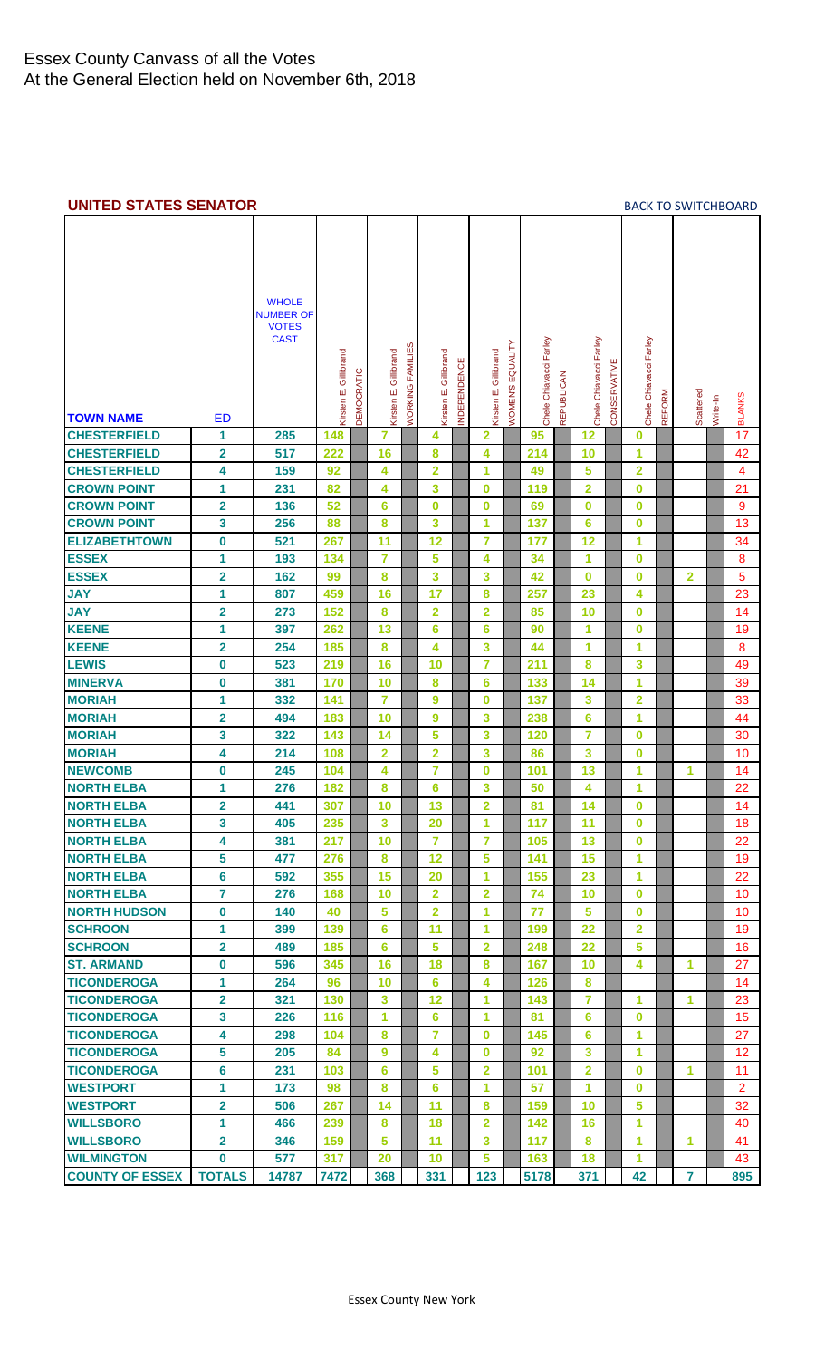# Essex County Canvass of all the Votes
At the General Election held on November 6th, 2018

## UNITED STATES SENATOR

BACK TO SWITCHBOARD

| TOWN NAME | ED | WHOLE NUMBER OF VOTES CAST | Kirsten E. Gillibrand DEMOCRATIC | Kirsten E. Gillibrand WORKING FAMILIES | Kirsten E. Gillibrand INDEPENDENCE | Kirsten E. Gillibrand WOMEN'S EQUALITY | Chele Chiavacci Farley REPUBLICAN | Chele Chiavacci Farley CONSERVATIVE | Chele Chiavacci Farley REFORM | Scattered | Write-In | BLANKS |
|---|---|---|---|---|---|---|---|---|---|---|---|---|
| CHESTERFIELD | 1 | 285 | 148 | 7 | 4 | 2 | 95 | 12 | 0 | | | 17 |
| CHESTERFIELD | 2 | 517 | 222 | 16 | 8 | 4 | 214 | 10 | 1 | | | 42 |
| CHESTERFIELD | 4 | 159 | 92 | 4 | 2 | 1 | 49 | 5 | 2 | | | 4 |
| CROWN POINT | 1 | 231 | 82 | 4 | 3 | 0 | 119 | 2 | 0 | | | 21 |
| CROWN POINT | 2 | 136 | 52 | 6 | 0 | 0 | 69 | 0 | 0 | | | 9 |
| CROWN POINT | 3 | 256 | 88 | 8 | 3 | 1 | 137 | 6 | 0 | | | 13 |
| ELIZABETHTOWN | 0 | 521 | 267 | 11 | 12 | 7 | 177 | 12 | 1 | | | 34 |
| ESSEX | 1 | 193 | 134 | 7 | 5 | 4 | 34 | 1 | 0 | | | 8 |
| ESSEX | 2 | 162 | 99 | 8 | 3 | 3 | 42 | 0 | 0 | 2 | | 5 |
| JAY | 1 | 807 | 459 | 16 | 17 | 8 | 257 | 23 | 4 | | | 23 |
| JAY | 2 | 273 | 152 | 8 | 2 | 2 | 85 | 10 | 0 | | | 14 |
| KEENE | 1 | 397 | 262 | 13 | 6 | 6 | 90 | 1 | 0 | | | 19 |
| KEENE | 2 | 254 | 185 | 8 | 4 | 3 | 44 | 1 | 1 | | | 8 |
| LEWIS | 0 | 523 | 219 | 16 | 10 | 7 | 211 | 8 | 3 | | | 49 |
| MINERVA | 0 | 381 | 170 | 10 | 8 | 6 | 133 | 14 | 1 | | | 39 |
| MORIAH | 1 | 332 | 141 | 7 | 9 | 0 | 137 | 3 | 2 | | | 33 |
| MORIAH | 2 | 494 | 183 | 10 | 9 | 3 | 238 | 6 | 1 | | | 44 |
| MORIAH | 3 | 322 | 143 | 14 | 5 | 3 | 120 | 7 | 0 | | | 30 |
| MORIAH | 4 | 214 | 108 | 2 | 2 | 3 | 86 | 3 | 0 | | | 10 |
| NEWCOMB | 0 | 245 | 104 | 4 | 7 | 0 | 101 | 13 | 1 | 1 | | 14 |
| NORTH ELBA | 1 | 276 | 182 | 8 | 6 | 3 | 50 | 4 | 1 | | | 22 |
| NORTH ELBA | 2 | 441 | 307 | 10 | 13 | 2 | 81 | 14 | 0 | | | 14 |
| NORTH ELBA | 3 | 405 | 235 | 3 | 20 | 1 | 117 | 11 | 0 | | | 18 |
| NORTH ELBA | 4 | 381 | 217 | 10 | 7 | 7 | 105 | 13 | 0 | | | 22 |
| NORTH ELBA | 5 | 477 | 276 | 8 | 12 | 5 | 141 | 15 | 1 | | | 19 |
| NORTH ELBA | 6 | 592 | 355 | 15 | 20 | 1 | 155 | 23 | 1 | | | 22 |
| NORTH ELBA | 7 | 276 | 168 | 10 | 2 | 2 | 74 | 10 | 0 | | | 10 |
| NORTH HUDSON | 0 | 140 | 40 | 5 | 2 | 1 | 77 | 5 | 0 | | | 10 |
| SCHROON | 1 | 399 | 139 | 6 | 11 | 1 | 199 | 22 | 2 | | | 19 |
| SCHROON | 2 | 489 | 185 | 6 | 5 | 2 | 248 | 22 | 5 | | | 16 |
| ST. ARMAND | 0 | 596 | 345 | 16 | 18 | 8 | 167 | 10 | 4 | 1 | | 27 |
| TICONDEROGA | 1 | 264 | 96 | 10 | 6 | 4 | 126 | 8 | | | | 14 |
| TICONDEROGA | 2 | 321 | 130 | 3 | 12 | 1 | 143 | 7 | 1 | 1 | | 23 |
| TICONDEROGA | 3 | 226 | 116 | 1 | 6 | 1 | 81 | 6 | 0 | | | 15 |
| TICONDEROGA | 4 | 298 | 104 | 8 | 7 | 0 | 145 | 6 | 1 | | | 27 |
| TICONDEROGA | 5 | 205 | 84 | 9 | 4 | 0 | 92 | 3 | 1 | | | 12 |
| TICONDEROGA | 6 | 231 | 103 | 6 | 5 | 2 | 101 | 2 | 0 | 1 | | 11 |
| WESTPORT | 1 | 173 | 98 | 8 | 6 | 1 | 57 | 1 | 0 | | | 2 |
| WESTPORT | 2 | 506 | 267 | 14 | 11 | 8 | 159 | 10 | 5 | | | 32 |
| WILLSBORO | 1 | 466 | 239 | 8 | 18 | 2 | 142 | 16 | 1 | | | 40 |
| WILLSBORO | 2 | 346 | 159 | 5 | 11 | 3 | 117 | 8 | 1 | 1 | | 41 |
| WILMINGTON | 0 | 577 | 317 | 20 | 10 | 5 | 163 | 18 | 1 | | | 43 |
| COUNTY OF ESSEX | TOTALS | 14787 | 7472 | 368 | 331 | 123 | 5178 | 371 | 42 | 7 | | 895 |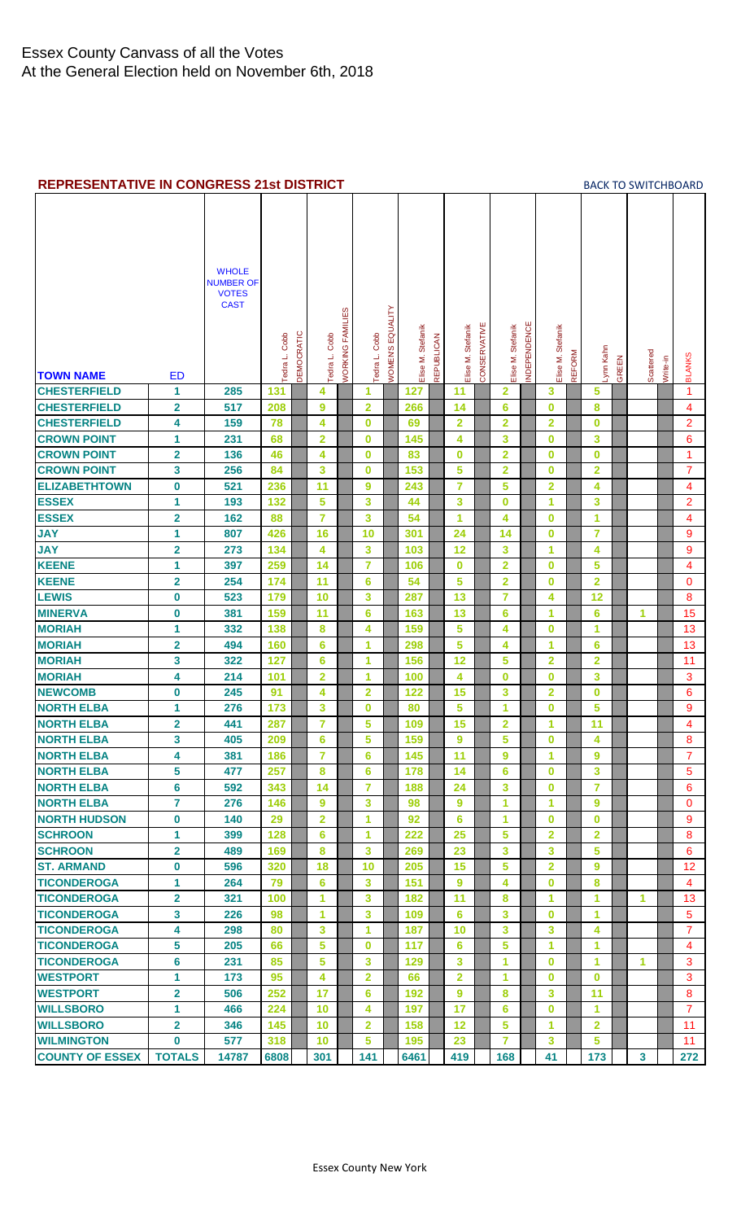# Essex County Canvass of all the Votes
At the General Election held on November 6th, 2018

## REPRESENTATIVE IN CONGRESS 21st DISTRICT

BACK TO SWITCHBOARD

| TOWN NAME | ED | WHOLE NUMBER OF VOTES CAST | Tedra L. Cobb DEMOCRATIC | Tedra L. Cobb WORKING FAMILIES | Tedra L. Cobb WOMENS EQUALITY | Elise M. Stefanik REPUBLICAN | Elise M. Stefanik CONSERVATIVE | Elise M. Stefanik INDEPENDENCE | Elise M. Stefanik REFORM | Lynn Kahn GREEN | Scattered Write-in | BLANKS |
|---|---|---|---|---|---|---|---|---|---|---|---|---|
| CHESTERFIELD | 1 | 285 | 131 | 4 | 1 | 127 | 11 | 2 | 3 | 5 | | 1 |
| CHESTERFIELD | 2 | 517 | 208 | 9 | 2 | 266 | 14 | 6 | 0 | 8 | | 4 |
| CHESTERFIELD | 4 | 159 | 78 | 4 | 0 | 69 | 2 | 2 | 2 | 0 | | 2 |
| CROWN POINT | 1 | 231 | 68 | 2 | 0 | 145 | 4 | 3 | 0 | 3 | | 6 |
| CROWN POINT | 2 | 136 | 46 | 4 | 0 | 83 | 0 | 2 | 0 | 0 | | 1 |
| CROWN POINT | 3 | 256 | 84 | 3 | 0 | 153 | 5 | 2 | 0 | 2 | | 7 |
| ELIZABETHTOWN | 0 | 521 | 236 | 11 | 9 | 243 | 7 | 5 | 2 | 4 | | 4 |
| ESSEX | 1 | 193 | 132 | 5 | 3 | 44 | 3 | 0 | 1 | 3 | | 2 |
| ESSEX | 2 | 162 | 88 | 7 | 3 | 54 | 1 | 4 | 0 | 1 | | 4 |
| JAY | 1 | 807 | 426 | 16 | 10 | 301 | 24 | 14 | 0 | 7 | | 9 |
| JAY | 2 | 273 | 134 | 4 | 3 | 103 | 12 | 3 | 1 | 4 | | 9 |
| KEENE | 1 | 397 | 259 | 14 | 7 | 106 | 0 | 2 | 0 | 5 | | 4 |
| KEENE | 2 | 254 | 174 | 11 | 6 | 54 | 5 | 2 | 0 | 2 | | 0 |
| LEWIS | 0 | 523 | 179 | 10 | 3 | 287 | 13 | 7 | 4 | 12 | | 8 |
| MINERVA | 0 | 381 | 159 | 11 | 6 | 163 | 13 | 6 | 1 | 6 | 1 | 15 |
| MORIAH | 1 | 332 | 138 | 8 | 4 | 159 | 5 | 4 | 0 | 1 | | 13 |
| MORIAH | 2 | 494 | 160 | 6 | 1 | 298 | 5 | 4 | 1 | 6 | | 13 |
| MORIAH | 3 | 322 | 127 | 6 | 1 | 156 | 12 | 5 | 2 | 2 | | 11 |
| MORIAH | 4 | 214 | 101 | 2 | 1 | 100 | 4 | 0 | 0 | 3 | | 3 |
| NEWCOMB | 0 | 245 | 91 | 4 | 2 | 122 | 15 | 3 | 2 | 0 | | 6 |
| NORTH ELBA | 1 | 276 | 173 | 3 | 0 | 80 | 5 | 1 | 0 | 5 | | 9 |
| NORTH ELBA | 2 | 441 | 287 | 7 | 5 | 109 | 15 | 2 | 1 | 11 | | 4 |
| NORTH ELBA | 3 | 405 | 209 | 6 | 5 | 159 | 9 | 5 | 0 | 4 | | 8 |
| NORTH ELBA | 4 | 381 | 186 | 7 | 6 | 145 | 11 | 9 | 1 | 9 | | 7 |
| NORTH ELBA | 5 | 477 | 257 | 8 | 6 | 178 | 14 | 6 | 0 | 3 | | 5 |
| NORTH ELBA | 6 | 592 | 343 | 14 | 7 | 188 | 24 | 3 | 0 | 7 | | 6 |
| NORTH ELBA | 7 | 276 | 146 | 9 | 3 | 98 | 9 | 1 | 1 | 9 | | 0 |
| NORTH HUDSON | 0 | 140 | 29 | 2 | 1 | 92 | 6 | 1 | 0 | 0 | | 9 |
| SCHROON | 1 | 399 | 128 | 6 | 1 | 222 | 25 | 5 | 2 | 2 | | 8 |
| SCHROON | 2 | 489 | 169 | 8 | 3 | 269 | 23 | 3 | 3 | 5 | | 6 |
| ST. ARMAND | 0 | 596 | 320 | 18 | 10 | 205 | 15 | 5 | 2 | 9 | | 12 |
| TICONDEROGA | 1 | 264 | 79 | 6 | 3 | 151 | 9 | 4 | 0 | 8 | | 4 |
| TICONDEROGA | 2 | 321 | 100 | 1 | 3 | 182 | 11 | 8 | 1 | 1 | 1 | 13 |
| TICONDEROGA | 3 | 226 | 98 | 1 | 3 | 109 | 6 | 3 | 0 | 1 | | 5 |
| TICONDEROGA | 4 | 298 | 80 | 3 | 1 | 187 | 10 | 3 | 3 | 4 | | 7 |
| TICONDEROGA | 5 | 205 | 66 | 5 | 0 | 117 | 6 | 5 | 1 | 1 | | 4 |
| TICONDEROGA | 6 | 231 | 85 | 5 | 3 | 129 | 3 | 1 | 0 | 1 | 1 | 3 |
| WESTPORT | 1 | 173 | 95 | 4 | 2 | 66 | 2 | 1 | 0 | 0 | | 3 |
| WESTPORT | 2 | 506 | 252 | 17 | 6 | 192 | 9 | 8 | 3 | 11 | | 8 |
| WILLSBORO | 1 | 466 | 224 | 10 | 4 | 197 | 17 | 6 | 0 | 1 | | 7 |
| WILLSBORO | 2 | 346 | 145 | 10 | 2 | 158 | 12 | 5 | 1 | 2 | | 11 |
| WILMINGTON | 0 | 577 | 318 | 10 | 5 | 195 | 23 | 7 | 3 | 5 | | 11 |
| COUNTY OF ESSEX | TOTALS | 14787 | 6808 | 301 | 141 | 6461 | 419 | 168 | 41 | 173 | 3 | 272 |

Essex County New York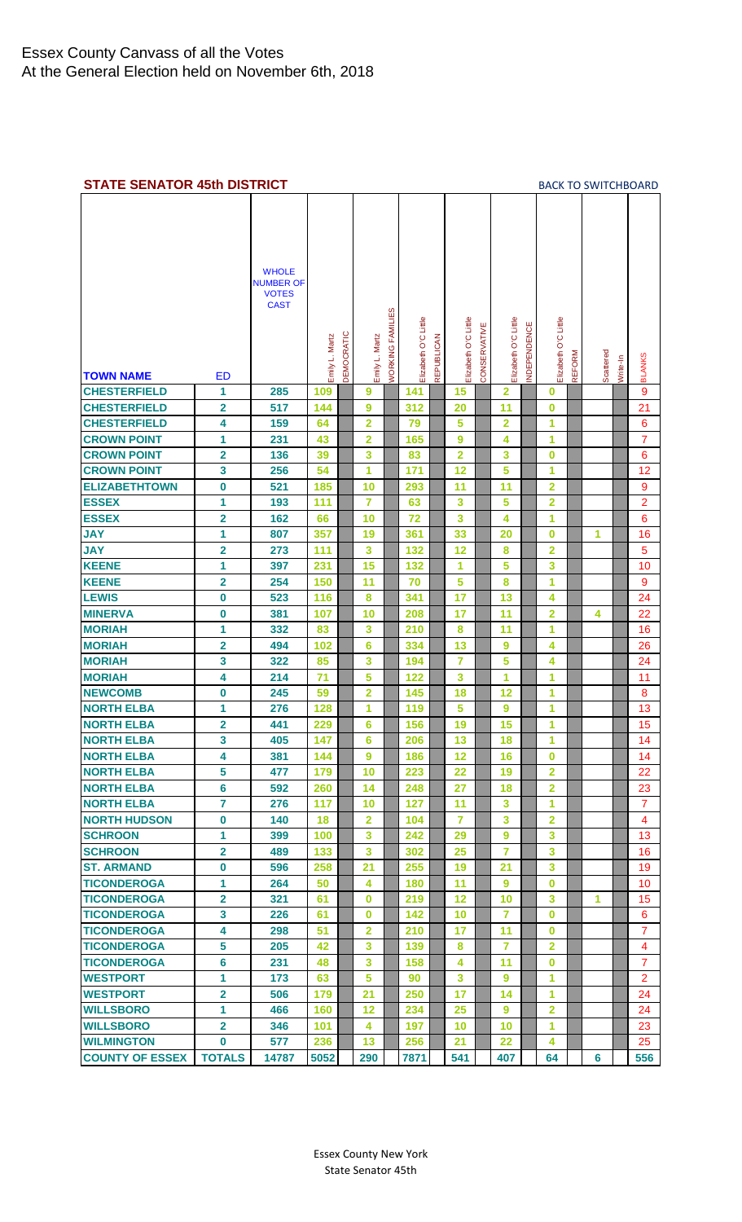# Essex County Canvass of all the Votes
At the General Election held on November 6th, 2018

## STATE SENATOR 45th DISTRICT

BACK TO SWITCHBOARD

| TOWN NAME | ED | WHOLE NUMBER OF VOTES CAST | Emily L. Martz | DEMOCRATIC | Emily L. Martz | WORKING FAMILIES | Elizabeth O'C Little | REPUBLICAN | Elizabeth O'C Little | CONSERVATIVE | Elizabeth O'C Little | INDEPENDENCE | Elizabeth O'C Little | REFORM | Scattered | Write-In | BLANKS |
|---|---|---|---|---|---|---|---|---|---|---|---|---|---|---|---|---|---|
| CHESTERFIELD | 1 | 285 | 109 | | 9 | | 141 | | 15 | | 2 | | 0 | | | | 9 |
| CHESTERFIELD | 2 | 517 | 144 | | 9 | | 312 | | 20 | | 11 | | 0 | | | | 21 |
| CHESTERFIELD | 4 | 159 | 64 | | 2 | | 79 | | 5 | | 2 | | 1 | | | | 6 |
| CROWN POINT | 1 | 231 | 43 | | 2 | | 165 | | 9 | | 4 | | 1 | | | | 7 |
| CROWN POINT | 2 | 136 | 39 | | 3 | | 83 | | 2 | | 3 | | 0 | | | | 6 |
| CROWN POINT | 3 | 256 | 54 | | 1 | | 171 | | 12 | | 5 | | 1 | | | | 12 |
| ELIZABETHTOWN | 0 | 521 | 185 | | 10 | | 293 | | 11 | | 11 | | 2 | | | | 9 |
| ESSEX | 1 | 193 | 111 | | 7 | | 63 | | 3 | | 5 | | 2 | | | | 2 |
| ESSEX | 2 | 162 | 66 | | 10 | | 72 | | 3 | | 4 | | 1 | | | | 6 |
| JAY | 1 | 807 | 357 | | 19 | | 361 | | 33 | | 20 | | 0 | | 1 | | 16 |
| JAY | 2 | 273 | 111 | | 3 | | 132 | | 12 | | 8 | | 2 | | | | 5 |
| KEENE | 1 | 397 | 231 | | 15 | | 132 | | 1 | | 5 | | 3 | | | | 10 |
| KEENE | 2 | 254 | 150 | | 11 | | 70 | | 5 | | 8 | | 1 | | | | 9 |
| LEWIS | 0 | 523 | 116 | | 8 | | 341 | | 17 | | 13 | | 4 | | | | 24 |
| MINERVA | 0 | 381 | 107 | | 10 | | 208 | | 17 | | 11 | | 2 | | 4 | | 22 |
| MORIAH | 1 | 332 | 83 | | 3 | | 210 | | 8 | | 11 | | 1 | | | | 16 |
| MORIAH | 2 | 494 | 102 | | 6 | | 334 | | 13 | | 9 | | 4 | | | | 26 |
| MORIAH | 3 | 322 | 85 | | 3 | | 194 | | 7 | | 5 | | 4 | | | | 24 |
| MORIAH | 4 | 214 | 71 | | 5 | | 122 | | 3 | | 1 | | 1 | | | | 11 |
| NEWCOMB | 0 | 245 | 59 | | 2 | | 145 | | 18 | | 12 | | 1 | | | | 8 |
| NORTH ELBA | 1 | 276 | 128 | | 1 | | 119 | | 5 | | 9 | | 1 | | | | 13 |
| NORTH ELBA | 2 | 441 | 229 | | 6 | | 156 | | 19 | | 15 | | 1 | | | | 15 |
| NORTH ELBA | 3 | 405 | 147 | | 6 | | 206 | | 13 | | 18 | | 1 | | | | 14 |
| NORTH ELBA | 4 | 381 | 144 | | 9 | | 186 | | 12 | | 16 | | 0 | | | | 14 |
| NORTH ELBA | 5 | 477 | 179 | | 10 | | 223 | | 22 | | 19 | | 2 | | | | 22 |
| NORTH ELBA | 6 | 592 | 260 | | 14 | | 248 | | 27 | | 18 | | 2 | | | | 23 |
| NORTH ELBA | 7 | 276 | 117 | | 10 | | 127 | | 11 | | 3 | | 1 | | | | 7 |
| NORTH HUDSON | 0 | 140 | 18 | | 2 | | 104 | | 7 | | 3 | | 2 | | | | 4 |
| SCHROON | 1 | 399 | 100 | | 3 | | 242 | | 29 | | 9 | | 3 | | | | 13 |
| SCHROON | 2 | 489 | 133 | | 3 | | 302 | | 25 | | 7 | | 3 | | | | 16 |
| ST. ARMAND | 0 | 596 | 258 | | 21 | | 255 | | 19 | | 21 | | 3 | | | | 19 |
| TICONDEROGA | 1 | 264 | 50 | | 4 | | 180 | | 11 | | 9 | | 0 | | | | 10 |
| TICONDEROGA | 2 | 321 | 61 | | 0 | | 219 | | 12 | | 10 | | 3 | | 1 | | 15 |
| TICONDEROGA | 3 | 226 | 61 | | 0 | | 142 | | 10 | | 7 | | 0 | | | | 6 |
| TICONDEROGA | 4 | 298 | 51 | | 2 | | 210 | | 17 | | 11 | | 0 | | | | 7 |
| TICONDEROGA | 5 | 205 | 42 | | 3 | | 139 | | 8 | | 7 | | 2 | | | | 4 |
| TICONDEROGA | 6 | 231 | 48 | | 3 | | 158 | | 4 | | 11 | | 0 | | | | 7 |
| WESTPORT | 1 | 173 | 63 | | 5 | | 90 | | 3 | | 9 | | 1 | | | | 2 |
| WESTPORT | 2 | 506 | 179 | | 21 | | 250 | | 17 | | 14 | | 1 | | | | 24 |
| WILLSBORO | 1 | 466 | 160 | | 12 | | 234 | | 25 | | 9 | | 2 | | | | 24 |
| WILLSBORO | 2 | 346 | 101 | | 4 | | 197 | | 10 | | 10 | | 1 | | | | 23 |
| WILMINGTON | 0 | 577 | 236 | | 13 | | 256 | | 21 | | 22 | | 4 | | | | 25 |
| COUNTY OF ESSEX | TOTALS | 14787 | 5052 | | 290 | | 7871 | | 541 | | 407 | | 64 | | 6 | | 556 |

Essex County New York
State Senator 45th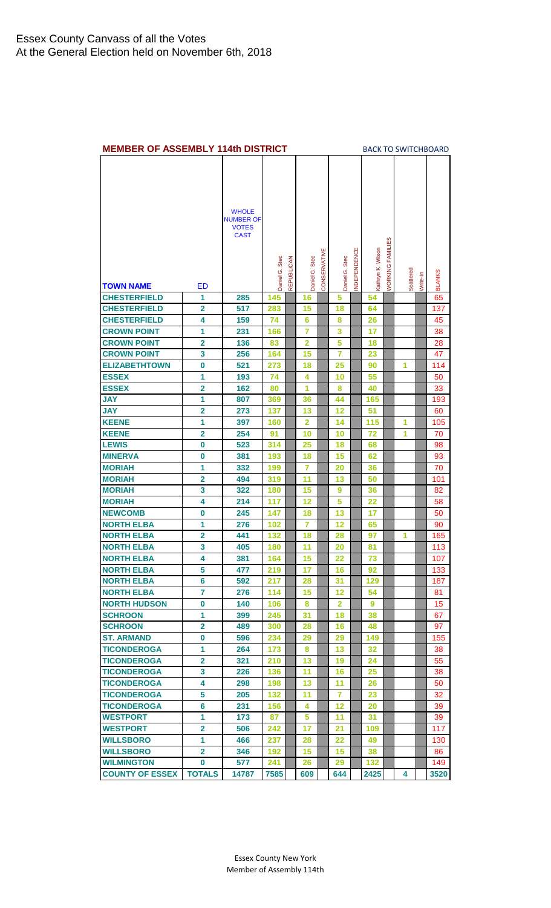# Essex County Canvass of all the Votes
## At the General Election held on November 6th, 2018

**MEMBER OF ASSEMBLY 114th DISTRICT**

BACK TO SWITCHBOARD

| TOWN NAME | ED | WHOLE NUMBER OF VOTES CAST | Daniel G. Stec | REPUBLICAN | Daniel G. Stec | CONSERVATIVE | Daniel G. Stec | INDEPENDENCE | Kathryn K. Wilson | WORKING FAMILIES | Scattered | Write-In | BLANKS |
|---|---|---|---|---|---|---|---|---|---|---|---|---|---|
| CHESTERFIELD | 1 | 285 | 145 | | 16 | | 5 | | 54 | | | | 65 |
| CHESTERFIELD | 2 | 517 | 283 | | 15 | | 18 | | 64 | | | | 137 |
| CHESTERFIELD | 4 | 159 | 74 | | 6 | | 8 | | 26 | | | | 45 |
| CROWN POINT | 1 | 231 | 166 | | 7 | | 3 | | 17 | | | | 38 |
| CROWN POINT | 2 | 136 | 83 | | 2 | | 5 | | 18 | | | | 28 |
| CROWN POINT | 3 | 256 | 164 | | 15 | | 7 | | 23 | | | | 47 |
| ELIZABETHTOWN | 0 | 521 | 273 | | 18 | | 25 | | 90 | | 1 | | 114 |
| ESSEX | 1 | 193 | 74 | | 4 | | 10 | | 55 | | | | 50 |
| ESSEX | 2 | 162 | 80 | | 1 | | 8 | | 40 | | | | 33 |
| JAY | 1 | 807 | 369 | | 36 | | 44 | | 165 | | | | 193 |
| JAY | 2 | 273 | 137 | | 13 | | 12 | | 51 | | | | 60 |
| KEENE | 1 | 397 | 160 | | 2 | | 14 | | 115 | | 1 | | 105 |
| KEENE | 2 | 254 | 91 | | 10 | | 10 | | 72 | | 1 | | 70 |
| LEWIS | 0 | 523 | 314 | | 25 | | 18 | | 68 | | | | 98 |
| MINERVA | 0 | 381 | 193 | | 18 | | 15 | | 62 | | | | 93 |
| MORIAH | 1 | 332 | 199 | | 7 | | 20 | | 36 | | | | 70 |
| MORIAH | 2 | 494 | 319 | | 11 | | 13 | | 50 | | | | 101 |
| MORIAH | 3 | 322 | 180 | | 15 | | 9 | | 36 | | | | 82 |
| MORIAH | 4 | 214 | 117 | | 12 | | 5 | | 22 | | | | 58 |
| NEWCOMB | 0 | 245 | 147 | | 18 | | 13 | | 17 | | | | 50 |
| NORTH ELBA | 1 | 276 | 102 | | 7 | | 12 | | 65 | | | | 90 |
| NORTH ELBA | 2 | 441 | 132 | | 18 | | 28 | | 97 | | 1 | | 165 |
| NORTH ELBA | 3 | 405 | 180 | | 11 | | 20 | | 81 | | | | 113 |
| NORTH ELBA | 4 | 381 | 164 | | 15 | | 22 | | 73 | | | | 107 |
| NORTH ELBA | 5 | 477 | 219 | | 17 | | 16 | | 92 | | | | 133 |
| NORTH ELBA | 6 | 592 | 217 | | 28 | | 31 | | 129 | | | | 187 |
| NORTH ELBA | 7 | 276 | 114 | | 15 | | 12 | | 54 | | | | 81 |
| NORTH HUDSON | 0 | 140 | 106 | | 8 | | 2 | | 9 | | | | 15 |
| SCHROON | 1 | 399 | 245 | | 31 | | 18 | | 38 | | | | 67 |
| SCHROON | 2 | 489 | 300 | | 28 | | 16 | | 48 | | | | 97 |
| ST. ARMAND | 0 | 596 | 234 | | 29 | | 29 | | 149 | | | | 155 |
| TICONDEROGA | 1 | 264 | 173 | | 8 | | 13 | | 32 | | | | 38 |
| TICONDEROGA | 2 | 321 | 210 | | 13 | | 19 | | 24 | | | | 55 |
| TICONDEROGA | 3 | 226 | 136 | | 11 | | 16 | | 25 | | | | 38 |
| TICONDEROGA | 4 | 298 | 198 | | 13 | | 11 | | 26 | | | | 50 |
| TICONDEROGA | 5 | 205 | 132 | | 11 | | 7 | | 23 | | | | 32 |
| TICONDEROGA | 6 | 231 | 156 | | 4 | | 12 | | 20 | | | | 39 |
| WESTPORT | 1 | 173 | 87 | | 5 | | 11 | | 31 | | | | 39 |
| WESTPORT | 2 | 506 | 242 | | 17 | | 21 | | 109 | | | | 117 |
| WILLSBORO | 1 | 466 | 237 | | 28 | | 22 | | 49 | | | | 130 |
| WILLSBORO | 2 | 346 | 192 | | 15 | | 15 | | 38 | | | | 86 |
| WILMINGTON | 0 | 577 | 241 | | 26 | | 29 | | 132 | | | | 149 |
| COUNTY OF ESSEX | TOTALS | 14787 | 7585 | | 609 | | 644 | | 2425 | | 4 | | 3520 |

Essex County New York
Member of Assembly 114th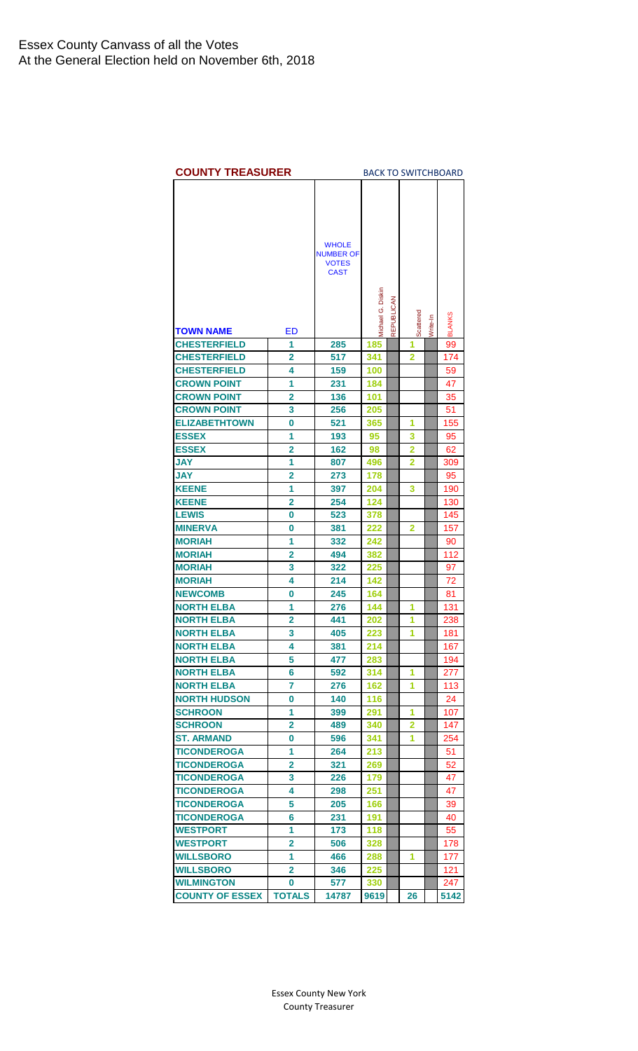# Essex County Canvass of all the Votes
At the General Election held on November 6th, 2018

## COUNTY TREASURER

BACK TO SWITCHBOARD

| TOWN NAME | ED | WHOLE NUMBER OF VOTES CAST | Michael G. Diskin | REPUBLICAN | Scattered | Write-In | BLANKS |
|---|---|---|---|---|---|---|---|
| CHESTERFIELD | 1 | 285 | 185 | | 1 | | 99 |
| CHESTERFIELD | 2 | 517 | 341 | | 2 | | 174 |
| CHESTERFIELD | 4 | 159 | 100 | | | | 59 |
| CROWN POINT | 1 | 231 | 184 | | | | 47 |
| CROWN POINT | 2 | 136 | 101 | | | | 35 |
| CROWN POINT | 3 | 256 | 205 | | | | 51 |
| ELIZABETHTOWN | 0 | 521 | 365 | | 1 | | 155 |
| ESSEX | 1 | 193 | 95 | | 3 | | 95 |
| ESSEX | 2 | 162 | 98 | | 2 | | 62 |
| JAY | 1 | 807 | 496 | | 2 | | 309 |
| JAY | 2 | 273 | 178 | | | | 95 |
| KEENE | 1 | 397 | 204 | | 3 | | 190 |
| KEENE | 2 | 254 | 124 | | | | 130 |
| LEWIS | 0 | 523 | 378 | | | | 145 |
| MINERVA | 0 | 381 | 222 | | 2 | | 157 |
| MORIAH | 1 | 332 | 242 | | | | 90 |
| MORIAH | 2 | 494 | 382 | | | | 112 |
| MORIAH | 3 | 322 | 225 | | | | 97 |
| MORIAH | 4 | 214 | 142 | | | | 72 |
| NEWCOMB | 0 | 245 | 164 | | | | 81 |
| NORTH ELBA | 1 | 276 | 144 | | 1 | | 131 |
| NORTH ELBA | 2 | 441 | 202 | | 1 | | 238 |
| NORTH ELBA | 3 | 405 | 223 | | 1 | | 181 |
| NORTH ELBA | 4 | 381 | 214 | | | | 167 |
| NORTH ELBA | 5 | 477 | 283 | | | | 194 |
| NORTH ELBA | 6 | 592 | 314 | | 1 | | 277 |
| NORTH ELBA | 7 | 276 | 162 | | 1 | | 113 |
| NORTH HUDSON | 0 | 140 | 116 | | | | 24 |
| SCHROON | 1 | 399 | 291 | | 1 | | 107 |
| SCHROON | 2 | 489 | 340 | | 2 | | 147 |
| ST. ARMAND | 0 | 596 | 341 | | 1 | | 254 |
| TICONDEROGA | 1 | 264 | 213 | | | | 51 |
| TICONDEROGA | 2 | 321 | 269 | | | | 52 |
| TICONDEROGA | 3 | 226 | 179 | | | | 47 |
| TICONDEROGA | 4 | 298 | 251 | | | | 47 |
| TICONDEROGA | 5 | 205 | 166 | | | | 39 |
| TICONDEROGA | 6 | 231 | 191 | | | | 40 |
| WESTPORT | 1 | 173 | 118 | | | | 55 |
| WESTPORT | 2 | 506 | 328 | | | | 178 |
| WILLSBORO | 1 | 466 | 288 | | 1 | | 177 |
| WILLSBORO | 2 | 346 | 225 | | | | 121 |
| WILMINGTON | 0 | 577 | 330 | | | | 247 |
| COUNTY OF ESSEX | TOTALS | 14787 | 9619 | | 26 | | 5142 |

Essex County New York
County Treasurer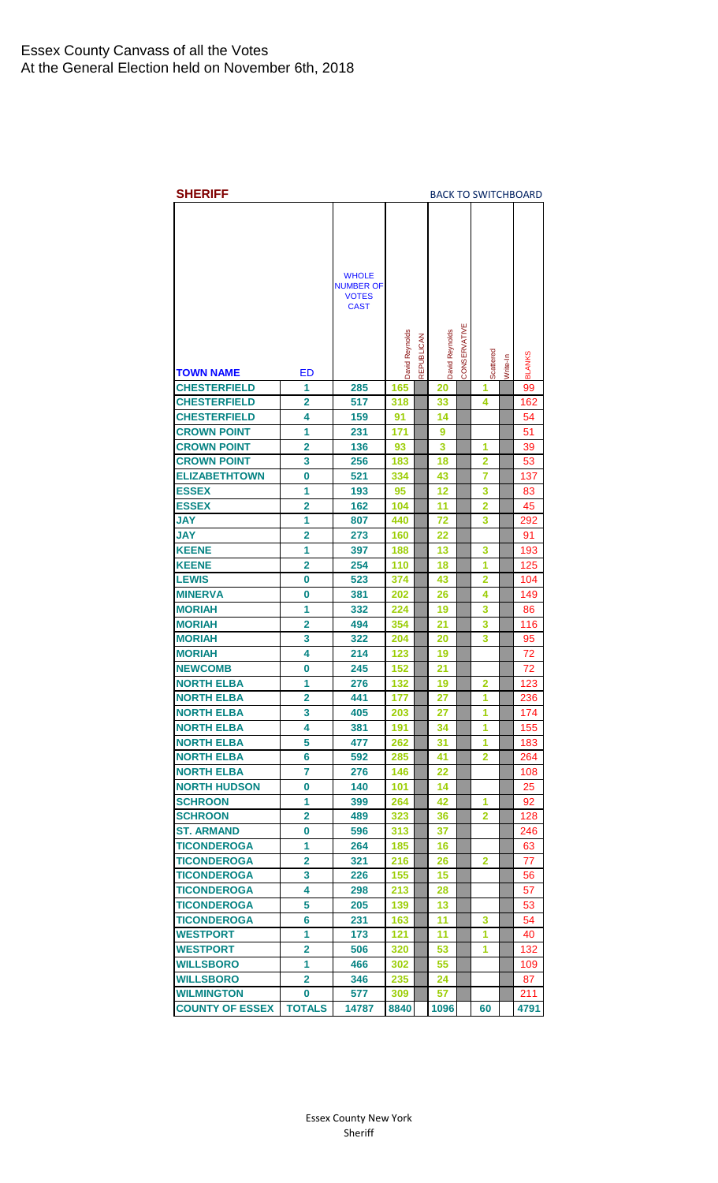# Essex County Canvass of all the Votes
At the General Election held on November 6th, 2018

## SHERIFF

BACK TO SWITCHBOARD

| TOWN NAME | ED | WHOLE NUMBER OF VOTES CAST | David Reynolds | REPUBLICAN | David Reynolds | CONSERVATIVE | Scattered | Write-In | BLANKS |
|---|---|---|---|---|---|---|---|---|---|
| CHESTERFIELD | 1 | 285 | 165 | | 20 | | 1 | | 99 |
| CHESTERFIELD | 2 | 517 | 318 | | 33 | | 4 | | 162 |
| CHESTERFIELD | 4 | 159 | 91 | | 14 | | | | 54 |
| CROWN POINT | 1 | 231 | 171 | | 9 | | | | 51 |
| CROWN POINT | 2 | 136 | 93 | | 3 | | 1 | | 39 |
| CROWN POINT | 3 | 256 | 183 | | 18 | | 2 | | 53 |
| ELIZABETHTOWN | 0 | 521 | 334 | | 43 | | 7 | | 137 |
| ESSEX | 1 | 193 | 95 | | 12 | | 3 | | 83 |
| ESSEX | 2 | 162 | 104 | | 11 | | 2 | | 45 |
| JAY | 1 | 807 | 440 | | 72 | | 3 | | 292 |
| JAY | 2 | 273 | 160 | | 22 | | | | 91 |
| KEENE | 1 | 397 | 188 | | 13 | | 3 | | 193 |
| KEENE | 2 | 254 | 110 | | 18 | | 1 | | 125 |
| LEWIS | 0 | 523 | 374 | | 43 | | 2 | | 104 |
| MINERVA | 0 | 381 | 202 | | 26 | | 4 | | 149 |
| MORIAH | 1 | 332 | 224 | | 19 | | 3 | | 86 |
| MORIAH | 2 | 494 | 354 | | 21 | | 3 | | 116 |
| MORIAH | 3 | 322 | 204 | | 20 | | 3 | | 95 |
| MORIAH | 4 | 214 | 123 | | 19 | | | | 72 |
| NEWCOMB | 0 | 245 | 152 | | 21 | | | | 72 |
| NORTH ELBA | 1 | 276 | 132 | | 19 | | 2 | | 123 |
| NORTH ELBA | 2 | 441 | 177 | | 27 | | 1 | | 236 |
| NORTH ELBA | 3 | 405 | 203 | | 27 | | 1 | | 174 |
| NORTH ELBA | 4 | 381 | 191 | | 34 | | 1 | | 155 |
| NORTH ELBA | 5 | 477 | 262 | | 31 | | 1 | | 183 |
| NORTH ELBA | 6 | 592 | 285 | | 41 | | 2 | | 264 |
| NORTH ELBA | 7 | 276 | 146 | | 22 | | | | 108 |
| NORTH HUDSON | 0 | 140 | 101 | | 14 | | | | 25 |
| SCHROON | 1 | 399 | 264 | | 42 | | 1 | | 92 |
| SCHROON | 2 | 489 | 323 | | 36 | | 2 | | 128 |
| ST. ARMAND | 0 | 596 | 313 | | 37 | | | | 246 |
| TICONDEROGA | 1 | 264 | 185 | | 16 | | | | 63 |
| TICONDEROGA | 2 | 321 | 216 | | 26 | | 2 | | 77 |
| TICONDEROGA | 3 | 226 | 155 | | 15 | | | | 56 |
| TICONDEROGA | 4 | 298 | 213 | | 28 | | | | 57 |
| TICONDEROGA | 5 | 205 | 139 | | 13 | | | | 53 |
| TICONDEROGA | 6 | 231 | 163 | | 11 | | 3 | | 54 |
| WESTPORT | 1 | 173 | 121 | | 11 | | 1 | | 40 |
| WESTPORT | 2 | 506 | 320 | | 53 | | 1 | | 132 |
| WILLSBORO | 1 | 466 | 302 | | 55 | | | | 109 |
| WILLSBORO | 2 | 346 | 235 | | 24 | | | | 87 |
| WILMINGTON | 0 | 577 | 309 | | 57 | | | | 211 |
| COUNTY OF ESSEX | TOTALS | 14787 | 8840 | | 1096 | | 60 | | 4791 |

Essex County New York
Sheriff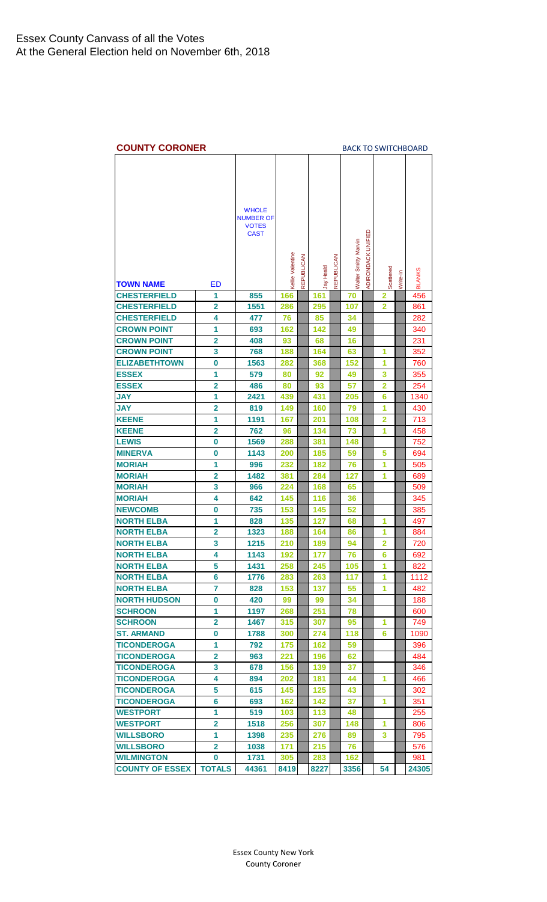# Essex County Canvass of all the Votes
At the General Election held on November 6th, 2018

## COUNTY CORONER

BACK TO SWITCHBOARD

| TOWN NAME | ED | WHOLE NUMBER OF VOTES CAST | Kellie Valentine | REPUBLICAN | Jay Heald | REPUBLICAN | Walter Smitty Marvin | ADIRONDACK UNIFIED | Scattered | Write-In | BLANKS |
|---|---|---|---|---|---|---|---|---|---|---|---|
| CHESTERFIELD | 1 | 855 | 166 | | 161 | | 70 | | 2 | | 456 |
| CHESTERFIELD | 2 | 1551 | 286 | | 295 | | 107 | | 2 | | 861 |
| CHESTERFIELD | 4 | 477 | 76 | | 85 | | 34 | | | | 282 |
| CROWN POINT | 1 | 693 | 162 | | 142 | | 49 | | | | 340 |
| CROWN POINT | 2 | 408 | 93 | | 68 | | 16 | | | | 231 |
| CROWN POINT | 3 | 768 | 188 | | 164 | | 63 | | 1 | | 352 |
| ELIZABETHTOWN | 0 | 1563 | 282 | | 368 | | 152 | | 1 | | 760 |
| ESSEX | 1 | 579 | 80 | | 92 | | 49 | | 3 | | 355 |
| ESSEX | 2 | 486 | 80 | | 93 | | 57 | | 2 | | 254 |
| JAY | 1 | 2421 | 439 | | 431 | | 205 | | 6 | | 1340 |
| JAY | 2 | 819 | 149 | | 160 | | 79 | | 1 | | 430 |
| KEENE | 1 | 1191 | 167 | | 201 | | 108 | | 2 | | 713 |
| KEENE | 2 | 762 | 96 | | 134 | | 73 | | 1 | | 458 |
| LEWIS | 0 | 1569 | 288 | | 381 | | 148 | | | | 752 |
| MINERVA | 0 | 1143 | 200 | | 185 | | 59 | | 5 | | 694 |
| MORIAH | 1 | 996 | 232 | | 182 | | 76 | | 1 | | 505 |
| MORIAH | 2 | 1482 | 381 | | 284 | | 127 | | 1 | | 689 |
| MORIAH | 3 | 966 | 224 | | 168 | | 65 | | | | 509 |
| MORIAH | 4 | 642 | 145 | | 116 | | 36 | | | | 345 |
| NEWCOMB | 0 | 735 | 153 | | 145 | | 52 | | | | 385 |
| NORTH ELBA | 1 | 828 | 135 | | 127 | | 68 | | 1 | | 497 |
| NORTH ELBA | 2 | 1323 | 188 | | 164 | | 86 | | 1 | | 884 |
| NORTH ELBA | 3 | 1215 | 210 | | 189 | | 94 | | 2 | | 720 |
| NORTH ELBA | 4 | 1143 | 192 | | 177 | | 76 | | 6 | | 692 |
| NORTH ELBA | 5 | 1431 | 258 | | 245 | | 105 | | 1 | | 822 |
| NORTH ELBA | 6 | 1776 | 283 | | 263 | | 117 | | 1 | | 1112 |
| NORTH ELBA | 7 | 828 | 153 | | 137 | | 55 | | 1 | | 482 |
| NORTH HUDSON | 0 | 420 | 99 | | 99 | | 34 | | | | 188 |
| SCHROON | 1 | 1197 | 268 | | 251 | | 78 | | | | 600 |
| SCHROON | 2 | 1467 | 315 | | 307 | | 95 | | 1 | | 749 |
| ST. ARMAND | 0 | 1788 | 300 | | 274 | | 118 | | 6 | | 1090 |
| TICONDEROGA | 1 | 792 | 175 | | 162 | | 59 | | | | 396 |
| TICONDEROGA | 2 | 963 | 221 | | 196 | | 62 | | | | 484 |
| TICONDEROGA | 3 | 678 | 156 | | 139 | | 37 | | | | 346 |
| TICONDEROGA | 4 | 894 | 202 | | 181 | | 44 | | 1 | | 466 |
| TICONDEROGA | 5 | 615 | 145 | | 125 | | 43 | | | | 302 |
| TICONDEROGA | 6 | 693 | 162 | | 142 | | 37 | | 1 | | 351 |
| WESTPORT | 1 | 519 | 103 | | 113 | | 48 | | | | 255 |
| WESTPORT | 2 | 1518 | 256 | | 307 | | 148 | | 1 | | 806 |
| WILLSBORO | 1 | 1398 | 235 | | 276 | | 89 | | 3 | | 795 |
| WILLSBORO | 2 | 1038 | 171 | | 215 | | 76 | | | | 576 |
| WILMINGTON | 0 | 1731 | 305 | | 283 | | 162 | | | | 981 |
| COUNTY OF ESSEX | TOTALS | 44361 | 8419 | | 8227 | | 3356 | | 54 | | 24305 |

Essex County New York
County Coroner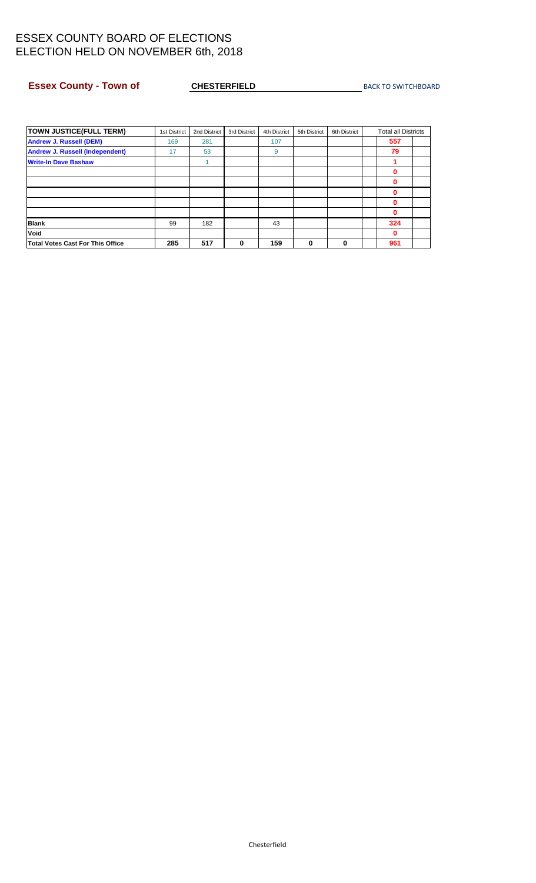ESSEX COUNTY BOARD OF ELECTIONS
ELECTION HELD ON NOVEMBER 6th, 2018

**Essex County - Town of** **CHESTERFIELD** BACK TO SWITCHBOARD

| TOWN JUSTICE(FULL TERM) | 1st District | 2nd District | 3rd District | 4th District | 5th District | 6th District | Total all Districts |
|---|---|---|---|---|---|---|---|
| Andrew J. Russell (DEM) | 169 | 281 | | 107 | | | 557 |
| Andrew J. Russell (Independent) | 17 | 53 | | 9 | | | 79 |
| Write-In Dave Bashaw | | 1 | | | | | 1 |
| | | | | | | | 0 |
| | | | | | | | 0 |
| | | | | | | | 0 |
| | | | | | | | 0 |
| | | | | | | | 0 |
| Blank | 99 | 182 | | 43 | | | 324 |
| Void | | | | | | | 0 |
| Total Votes Cast For This Office | 285 | 517 | 0 | 159 | 0 | 0 | 961 |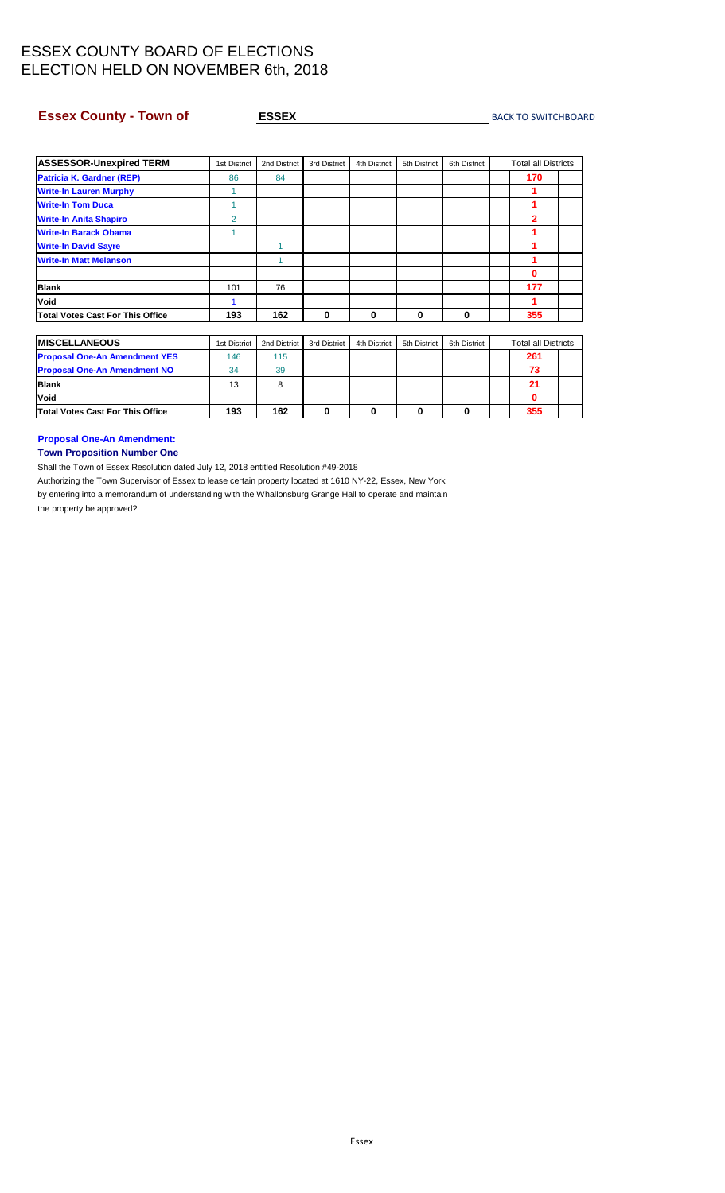# ESSEX COUNTY BOARD OF ELECTIONS
# ELECTION HELD ON NOVEMBER 6th, 2018

**Essex County - Town of** **ESSEX** BACK TO SWITCHBOARD

| ASSESSOR-Unexpired TERM | 1st District | 2nd District | 3rd District | 4th District | 5th District | 6th District | Total all Districts |
|---|---|---|---|---|---|---|---|
| Patricia K. Gardner (REP) | 86 | 84 | | | | | 170 |
| Write-In Lauren Murphy | 1 | | | | | | 1 |
| Write-In Tom Duca | 1 | | | | | | 1 |
| Write-In Anita Shapiro | 2 | | | | | | 2 |
| Write-In Barack Obama | 1 | | | | | | 1 |
| Write-In David Sayre | | 1 | | | | | 1 |
| Write-In Matt Melanson | | 1 | | | | | 1 |
| | | | | | | | 0 |
| Blank | 101 | 76 | | | | | 177 |
| Void | 1 | | | | | | 1 |
| Total Votes Cast For This Office | 193 | 162 | 0 | 0 | 0 | 0 | 355 |

| MISCELLANEOUS | 1st District | 2nd District | 3rd District | 4th District | 5th District | 6th District | Total all Districts |
|---|---|---|---|---|---|---|---|
| Proposal One-An Amendment YES | 146 | 115 | | | | | 261 |
| Proposal One-An Amendment NO | 34 | 39 | | | | | 73 |
| Blank | 13 | 8 | | | | | 21 |
| Void | | | | | | | 0 |
| Total Votes Cast For This Office | 193 | 162 | 0 | 0 | 0 | 0 | 355 |

**Proposal One-An Amendment:**
**Town Proposition Number One**

Shall the Town of Essex Resolution dated July 12, 2018 entitled Resolution #49-2018
Authorizing the Town Supervisor of Essex to lease certain property located at 1610 NY-22, Essex, New York
by entering into a memorandum of understanding with the Whallonsburg Grange Hall to operate and maintain
the property be approved?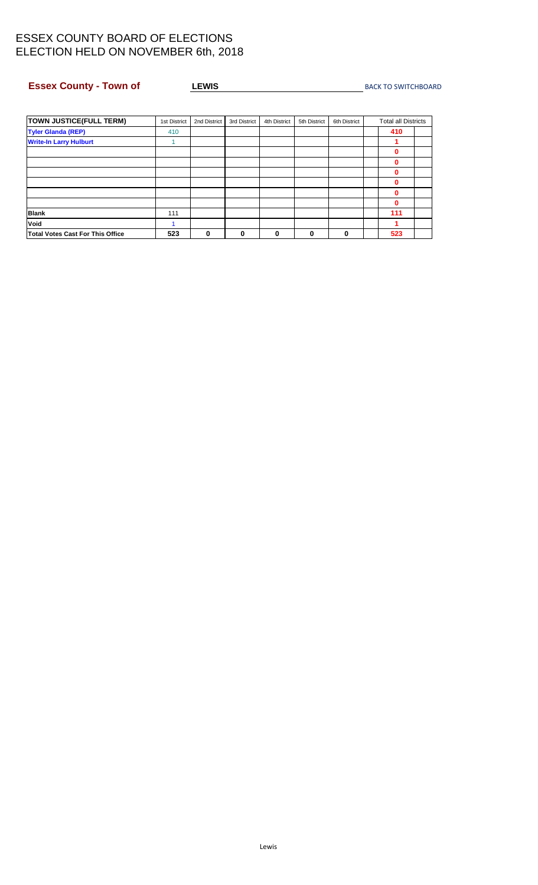# ESSEX COUNTY BOARD OF ELECTIONS
# ELECTION HELD ON NOVEMBER 6th, 2018

**Essex County - Town of** **LEWIS** BACK TO SWITCHBOARD

| TOWN JUSTICE(FULL TERM) | 1st District | 2nd District | 3rd District | 4th District | 5th District | 6th District | Total all Districts |
|---|---|---|---|---|---|---|---|
| **Tyler Glanda (REP)** | 410 | | | | | | **410** |
| **Write-In Larry Hulburt** | 1 | | | | | | **1** |
| | | | | | | | **0** |
| | | | | | | | **0** |
| | | | | | | | **0** |
| | | | | | | | **0** |
| | | | | | | | **0** |
| | | | | | | | **0** |
| **Blank** | 111 | | | | | | **111** |
| **Void** | 1 | | | | | | **1** |
| **Total Votes Cast For This Office** | **523** | **0** | **0** | **0** | **0** | **0** | **523** |

Lewis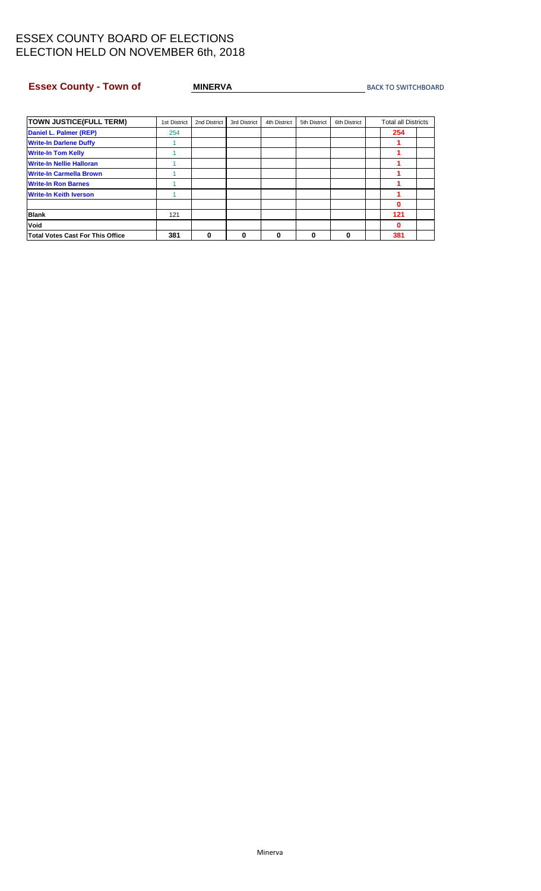# ESSEX COUNTY BOARD OF ELECTIONS
# ELECTION HELD ON NOVEMBER 6th, 2018

**Essex County - Town of** **MINERVA** BACK TO SWITCHBOARD

| TOWN JUSTICE(FULL TERM) | 1st District | 2nd District | 3rd District | 4th District | 5th District | 6th District | Total all Districts |
|---|---|---|---|---|---|---|---|
| Daniel L. Palmer (REP) | 254 | | | | | | 254 |
| Write-In Darlene Duffy | 1 | | | | | | 1 |
| Write-In Tom Kelly | 1 | | | | | | 1 |
| Write-In Nellie Halloran | 1 | | | | | | 1 |
| Write-In Carmella Brown | 1 | | | | | | 1 |
| Write-In Ron Barnes | 1 | | | | | | 1 |
| Write-In Keith Iverson | 1 | | | | | | 1 |
| | | | | | | | 0 |
| Blank | 121 | | | | | | 121 |
| Void | | | | | | | 0 |
| Total Votes Cast For This Office | 381 | 0 | 0 | 0 | 0 | 0 | 381 |

Minerva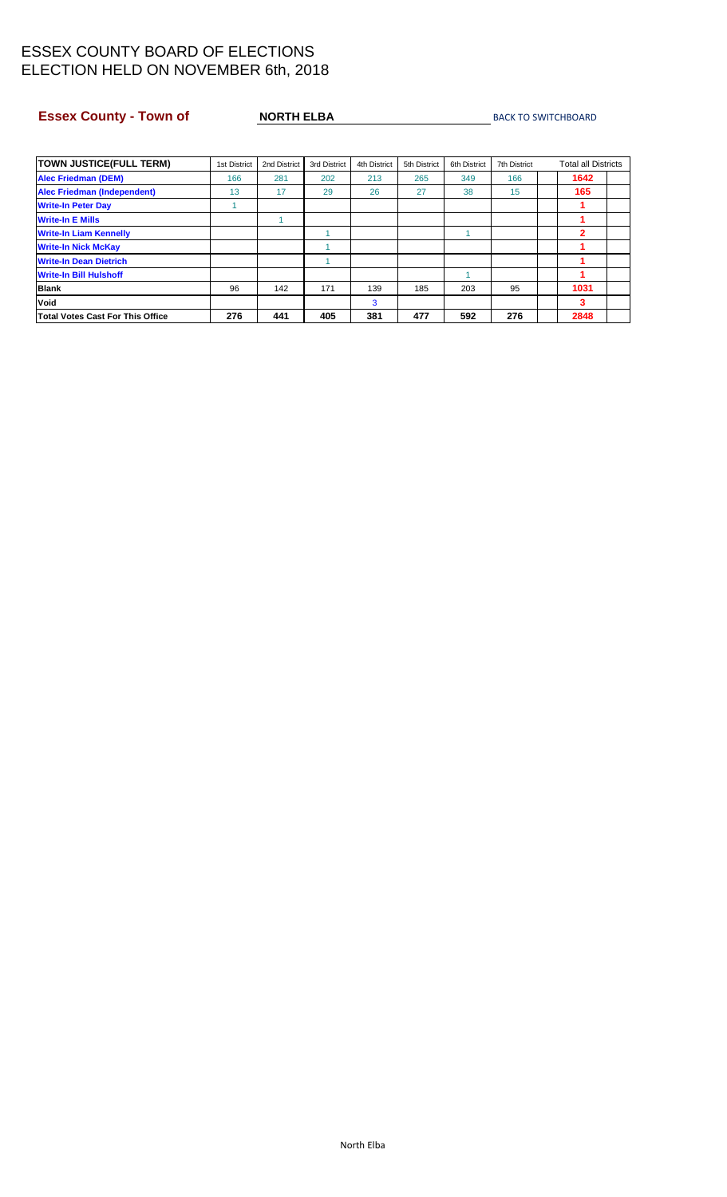# ESSEX COUNTY BOARD OF ELECTIONS
# ELECTION HELD ON NOVEMBER 6th, 2018

**Essex County - Town of** **NORTH ELBA** BACK TO SWITCHBOARD

| TOWN JUSTICE(FULL TERM) | 1st District | 2nd District | 3rd District | 4th District | 5th District | 6th District | 7th District | Total all Districts |
|---|---|---|---|---|---|---|---|---|
| Alec Friedman (DEM) | 166 | 281 | 202 | 213 | 265 | 349 | 166 | 1642 |
| Alec Friedman (Independent) | 13 | 17 | 29 | 26 | 27 | 38 | 15 | 165 |
| Write-In Peter Day | 1 | | | | | | | 1 |
| Write-In E Mills | | 1 | | | | | | 1 |
| Write-In Liam Kennelly | | | 1 | | | 1 | | 2 |
| Write-In Nick McKay | | | 1 | | | | | 1 |
| Write-In Dean Dietrich | | | 1 | | | | | 1 |
| Write-In Bill Hulshoff | | | | | | 1 | | 1 |
| Blank | 96 | 142 | 171 | 139 | 185 | 203 | 95 | 1031 |
| Void | | | | 3 | | | | 3 |
| Total Votes Cast For This Office | 276 | 441 | 405 | 381 | 477 | 592 | 276 | 2848 |

North Elba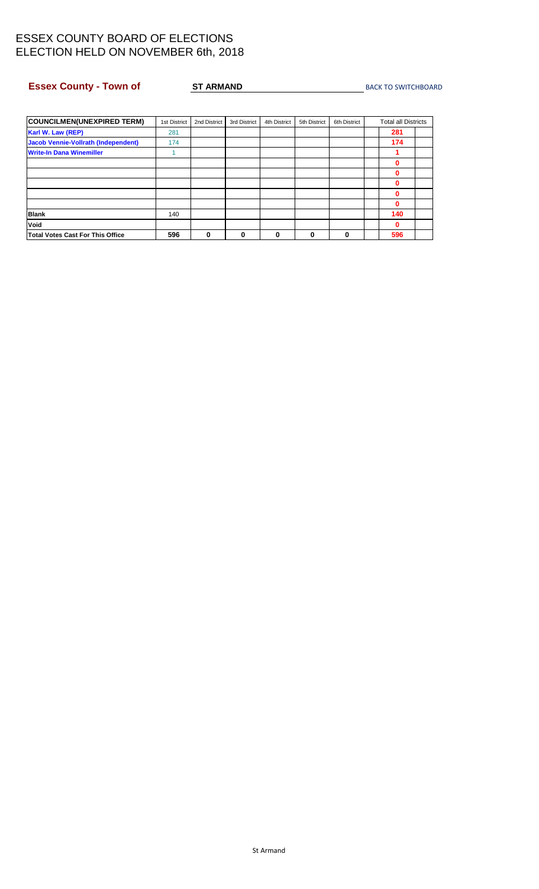# ESSEX COUNTY BOARD OF ELECTIONS
# ELECTION HELD ON NOVEMBER 6th, 2018

**Essex County - Town of** **ST ARMAND** BACK TO SWITCHBOARD

| COUNCILMEN(UNEXPIRED TERM) | 1st District | 2nd District | 3rd District | 4th District | 5th District | 6th District | Total all Districts |
|---|---|---|---|---|---|---|---|
| Karl W. Law (REP) | 281 | | | | | | 281 |
| Jacob Vennie-Vollrath (Independent) | 174 | | | | | | 174 |
| Write-In Dana Winemiller | 1 | | | | | | 1 |
| | | | | | | | 0 |
| | | | | | | | 0 |
| | | | | | | | 0 |
| | | | | | | | 0 |
| | | | | | | | 0 |
| Blank | 140 | | | | | | 140 |
| Void | | | | | | | 0 |
| Total Votes Cast For This Office | 596 | 0 | 0 | 0 | 0 | 0 | 596 |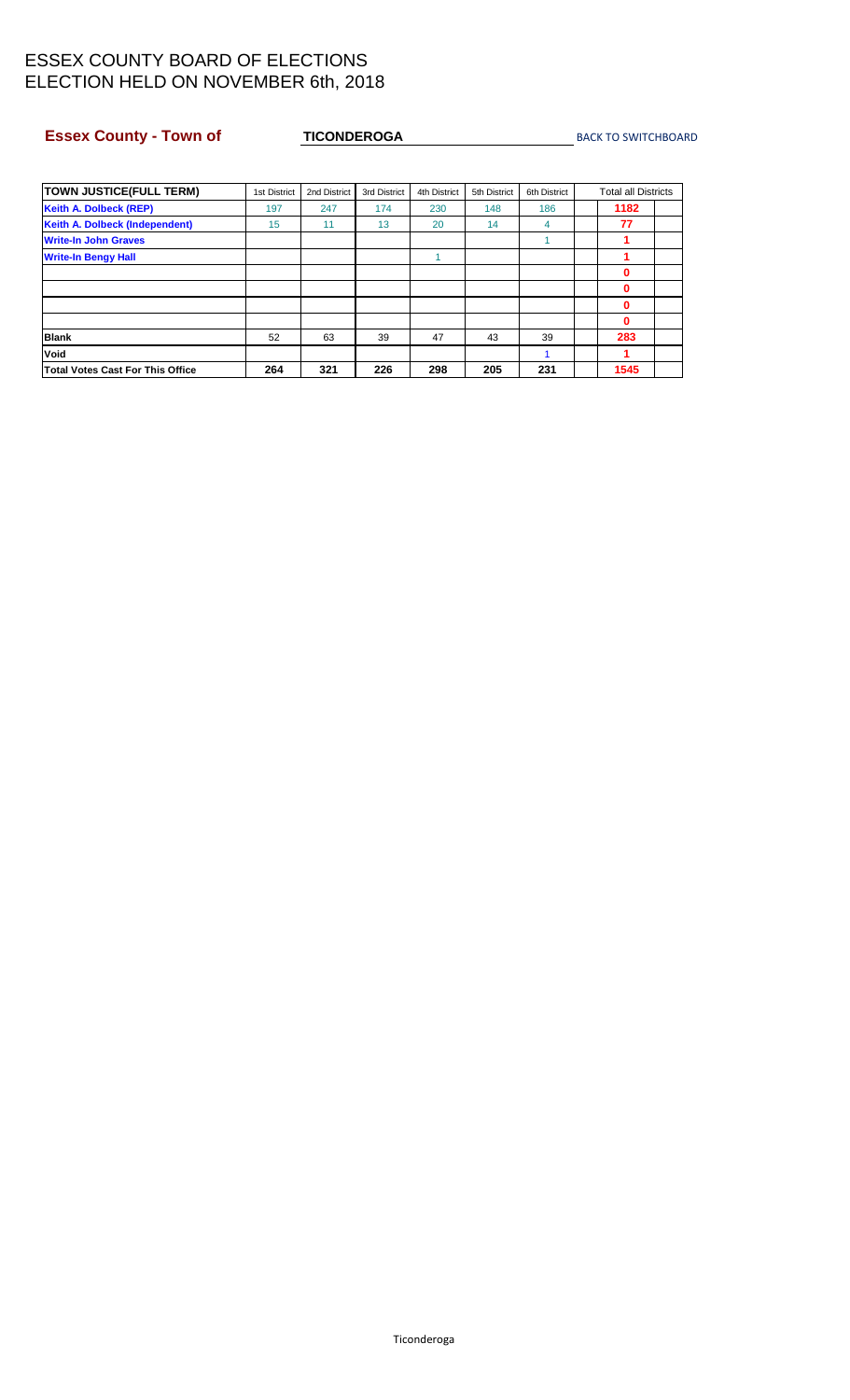# ESSEX COUNTY BOARD OF ELECTIONS
# ELECTION HELD ON NOVEMBER 6th, 2018

**Essex County - Town of** **TICONDEROGA** BACK TO SWITCHBOARD

| TOWN JUSTICE(FULL TERM) | 1st District | 2nd District | 3rd District | 4th District | 5th District | 6th District | Total all Districts |
|---|---|---|---|---|---|---|---|
| Keith A. Dolbeck (REP) | 197 | 247 | 174 | 230 | 148 | 186 | 1182 |
| Keith A. Dolbeck (Independent) | 15 | 11 | 13 | 20 | 14 | 4 | 77 |
| Write-In John Graves | | | | | | 1 | 1 |
| Write-In Bengy Hall | | | | 1 | | | 1 |
| | | | | | | | 0 |
| | | | | | | | 0 |
| | | | | | | | 0 |
| | | | | | | | 0 |
| Blank | 52 | 63 | 39 | 47 | 43 | 39 | 283 |
| Void | | | | | | 1 | 1 |
| Total Votes Cast For This Office | 264 | 321 | 226 | 298 | 205 | 231 | 1545 |

Ticonderoga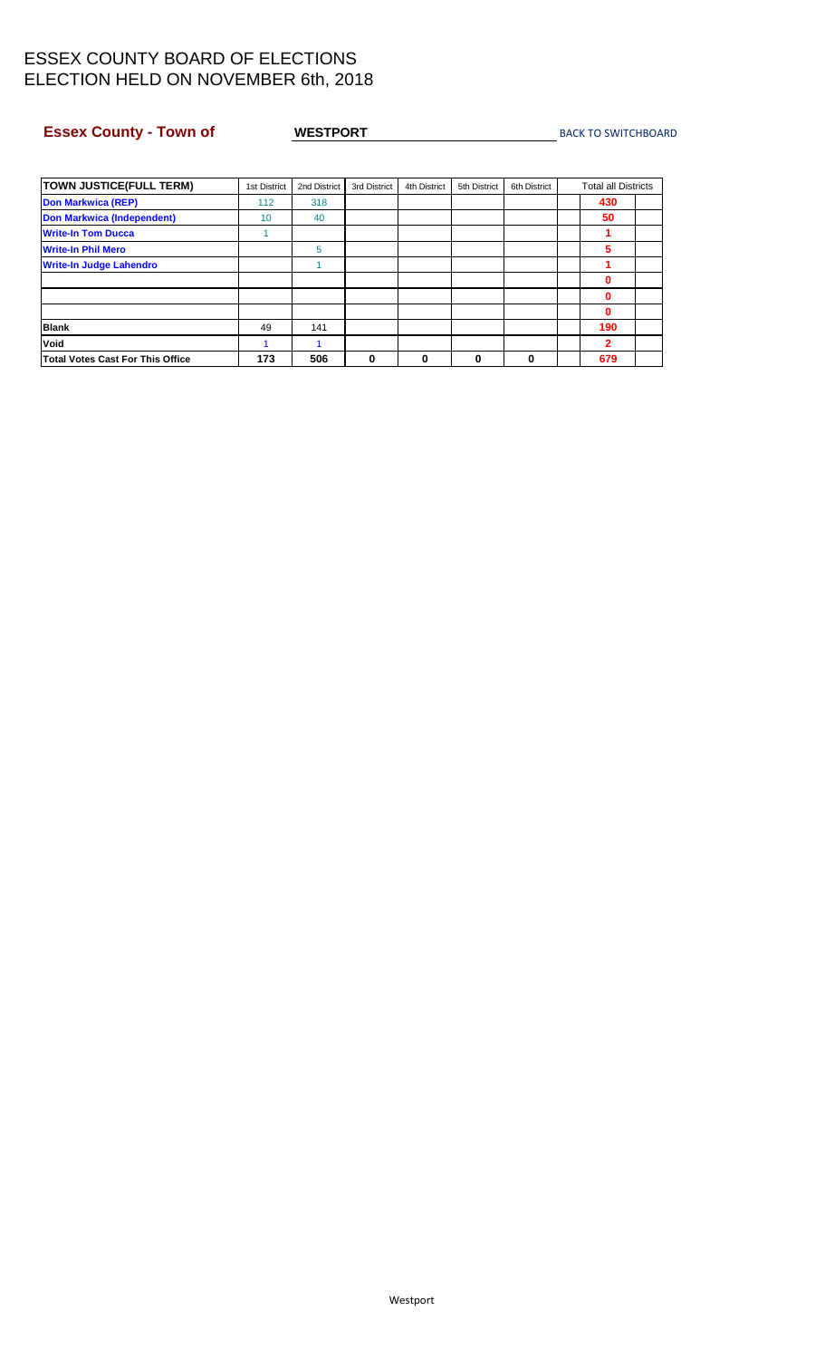# ESSEX COUNTY BOARD OF ELECTIONS
# ELECTION HELD ON NOVEMBER 6th, 2018

**Essex County - Town of** **WESTPORT** BACK TO SWITCHBOARD

| TOWN JUSTICE(FULL TERM) | 1st District | 2nd District | 3rd District | 4th District | 5th District | 6th District | Total all Districts |
|---|---|---|---|---|---|---|---|
| Don Markwica (REP) | 112 | 318 | | | | | 430 |
| Don Markwica (Independent) | 10 | 40 | | | | | 50 |
| Write-In Tom Ducca | 1 | | | | | | 1 |
| Write-In Phil Mero | | 5 | | | | | 5 |
| Write-In Judge Lahendro | | 1 | | | | | 1 |
| | | | | | | | 0 |
| | | | | | | | 0 |
| | | | | | | | 0 |
| Blank | 49 | 141 | | | | | 190 |
| Void | 1 | 1 | | | | | 2 |
| Total Votes Cast For This Office | 173 | 506 | 0 | 0 | 0 | 0 | 679 |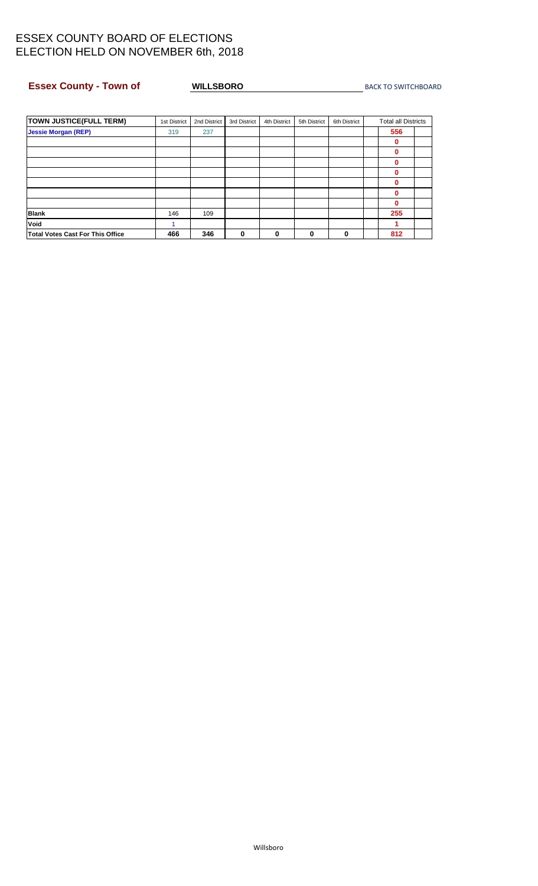# ESSEX COUNTY BOARD OF ELECTIONS
# ELECTION HELD ON NOVEMBER 6th, 2018

**Essex County - Town of** **WILLSBORO** BACK TO SWITCHBOARD

| TOWN JUSTICE(FULL TERM) | 1st District | 2nd District | 3rd District | 4th District | 5th District | 6th District | Total all Districts |
|---|---|---|---|---|---|---|---|
| **Jessie Morgan (REP)** | 319 | 237 | | | | | **556** |
| | | | | | | | **0** |
| | | | | | | | **0** |
| | | | | | | | **0** |
| | | | | | | | **0** |
| | | | | | | | **0** |
| | | | | | | | **0** |
| | | | | | | | **0** |
| **Blank** | 146 | 109 | | | | | **255** |
| **Void** | 1 | | | | | | **1** |
| **Total Votes Cast For This Office** | **466** | **346** | **0** | **0** | **0** | **0** | **812** |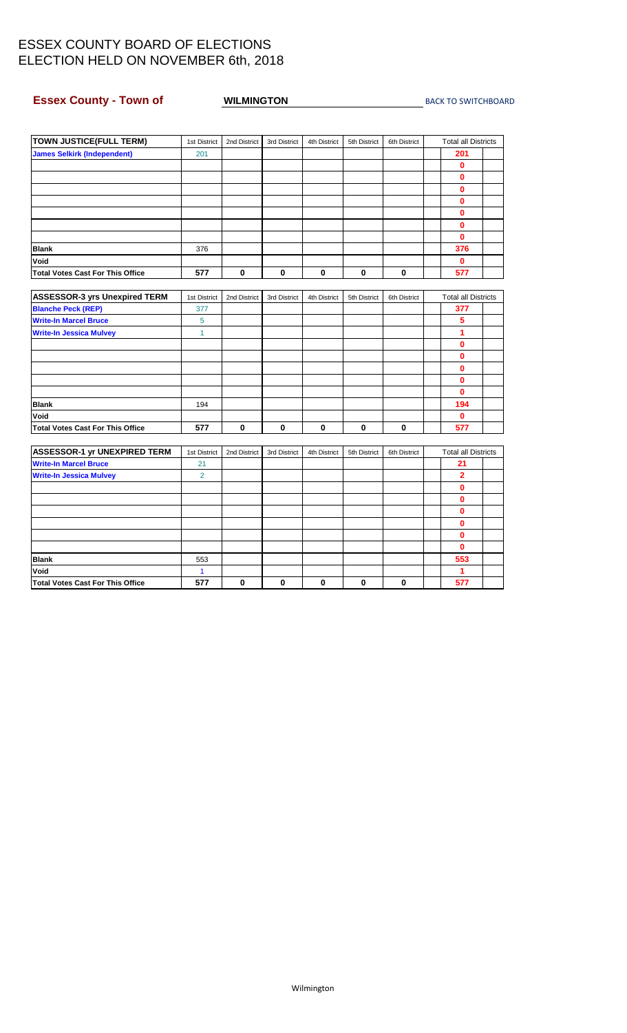# ESSEX COUNTY BOARD OF ELECTIONS
# ELECTION HELD ON NOVEMBER 6th, 2018

**Essex County - Town of** **WILMINGTON** BACK TO SWITCHBOARD

| TOWN JUSTICE(FULL TERM) | 1st District | 2nd District | 3rd District | 4th District | 5th District | 6th District | Total all Districts |
|---|---|---|---|---|---|---|---|
| James Selkirk (Independent) | 201 | | | | | | 201 |
| | | | | | | | 0 |
| | | | | | | | 0 |
| | | | | | | | 0 |
| | | | | | | | 0 |
| | | | | | | | 0 |
| | | | | | | | 0 |
| | | | | | | | 0 |
| Blank | 376 | | | | | | 376 |
| Void | | | | | | | 0 |
| Total Votes Cast For This Office | 577 | 0 | 0 | 0 | 0 | 0 | 577 |

| ASSESSOR-3 yrs Unexpired TERM | 1st District | 2nd District | 3rd District | 4th District | 5th District | 6th District | Total all Districts |
|---|---|---|---|---|---|---|---|
| Blanche Peck (REP) | 377 | | | | | | 377 |
| Write-In Marcel Bruce | 5 | | | | | | 5 |
| Write-In Jessica Mulvey | 1 | | | | | | 1 |
| | | | | | | | 0 |
| | | | | | | | 0 |
| | | | | | | | 0 |
| | | | | | | | 0 |
| | | | | | | | 0 |
| Blank | 194 | | | | | | 194 |
| Void | | | | | | | 0 |
| Total Votes Cast For This Office | 577 | 0 | 0 | 0 | 0 | 0 | 577 |

| ASSESSOR-1 yr UNEXPIRED TERM | 1st District | 2nd District | 3rd District | 4th District | 5th District | 6th District | Total all Districts |
|---|---|---|---|---|---|---|---|
| Write-In Marcel Bruce | 21 | | | | | | 21 |
| Write-In Jessica Mulvey | 2 | | | | | | 2 |
| | | | | | | | 0 |
| | | | | | | | 0 |
| | | | | | | | 0 |
| | | | | | | | 0 |
| | | | | | | | 0 |
| | | | | | | | 0 |
| Blank | 553 | | | | | | 553 |
| Void | 1 | | | | | | 1 |
| Total Votes Cast For This Office | 577 | 0 | 0 | 0 | 0 | 0 | 577 |